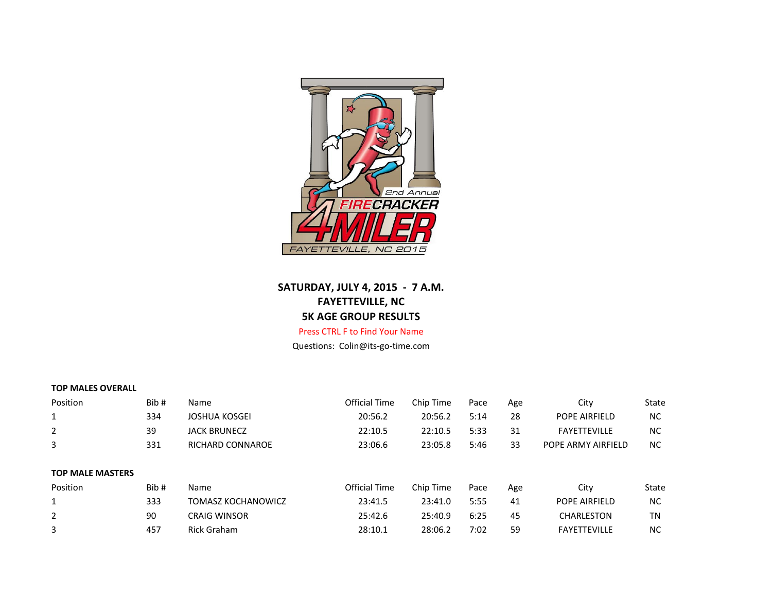**SATURDAY, JULY 4, 2015 - 7 A.M.**
**FAYETTEVILLE, NC**
**5K AGE GROUP RESULTS**

Press CTRL F to Find Your Name

Questions: Colin@its-go-time.com

**TOP MALES OVERALL**

| Position | Bib # | Name | Official Time | Chip Time | Pace | Age | City | State |
|---|---|---|---|---|---|---|---|---|
| 1 | 334 | JOSHUA KOSGEI | 20:56.2 | 20:56.2 | 5:14 | 28 | POPE AIRFIELD | NC |
| 2 | 39 | JACK BRUNECZ | 22:10.5 | 22:10.5 | 5:33 | 31 | FAYETTEVILLE | NC |
| 3 | 331 | RICHARD CONNAROE | 23:06.6 | 23:05.8 | 5:46 | 33 | POPE ARMY AIRFIELD | NC |

**TOP MALE MASTERS**

| Position | Bib # | Name | Official Time | Chip Time | Pace | Age | City | State |
|---|---|---|---|---|---|---|---|---|
| 1 | 333 | TOMASZ KOCHANOWICZ | 23:41.5 | 23:41.0 | 5:55 | 41 | POPE AIRFIELD | NC |
| 2 | 90 | CRAIG WINSOR | 25:42.6 | 25:40.9 | 6:25 | 45 | CHARLESTON | TN |
| 3 | 457 | Rick Graham | 28:10.1 | 28:06.2 | 7:02 | 59 | FAYETTEVILLE | NC |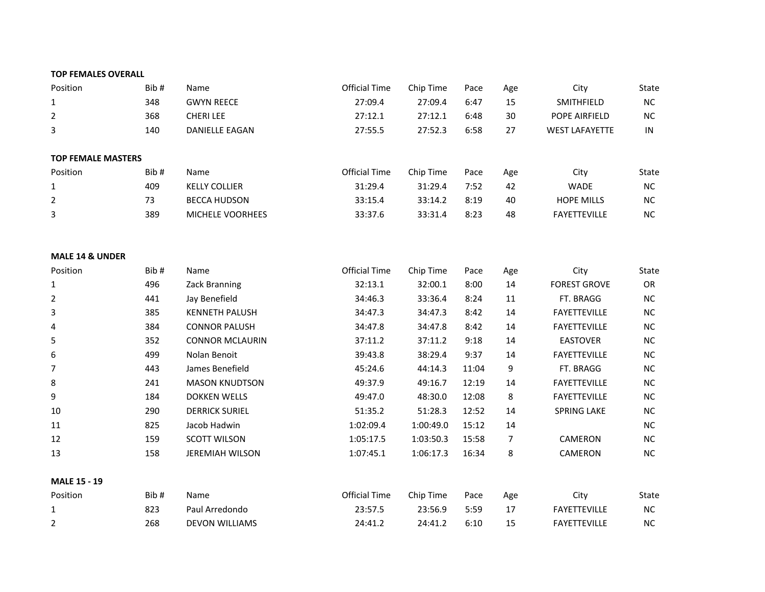**TOP FEMALES OVERALL**

| Position | Bib # | Name | Official Time | Chip Time | Pace | Age | City | State |
|---|---|---|---|---|---|---|---|---|
| 1 | 348 | GWYN REECE | 27:09.4 | 27:09.4 | 6:47 | 15 | SMITHFIELD | NC |
| 2 | 368 | CHERI LEE | 27:12.1 | 27:12.1 | 6:48 | 30 | POPE AIRFIELD | NC |
| 3 | 140 | DANIELLE EAGAN | 27:55.5 | 27:52.3 | 6:58 | 27 | WEST LAFAYETTE | IN |

**TOP FEMALE MASTERS**

| Position | Bib # | Name | Official Time | Chip Time | Pace | Age | City | State |
|---|---|---|---|---|---|---|---|---|
| 1 | 409 | KELLY COLLIER | 31:29.4 | 31:29.4 | 7:52 | 42 | WADE | NC |
| 2 | 73 | BECCA HUDSON | 33:15.4 | 33:14.2 | 8:19 | 40 | HOPE MILLS | NC |
| 3 | 389 | MICHELE VOORHEES | 33:37.6 | 33:31.4 | 8:23 | 48 | FAYETTEVILLE | NC |

**MALE 14 & UNDER**

| Position | Bib # | Name | Official Time | Chip Time | Pace | Age | City | State |
|---|---|---|---|---|---|---|---|---|
| 1 | 496 | Zack Branning | 32:13.1 | 32:00.1 | 8:00 | 14 | FOREST GROVE | OR |
| 2 | 441 | Jay Benefield | 34:46.3 | 33:36.4 | 8:24 | 11 | FT. BRAGG | NC |
| 3 | 385 | KENNETH PALUSH | 34:47.3 | 34:47.3 | 8:42 | 14 | FAYETTEVILLE | NC |
| 4 | 384 | CONNOR PALUSH | 34:47.8 | 34:47.8 | 8:42 | 14 | FAYETTEVILLE | NC |
| 5 | 352 | CONNOR MCLAURIN | 37:11.2 | 37:11.2 | 9:18 | 14 | EASTOVER | NC |
| 6 | 499 | Nolan Benoit | 39:43.8 | 38:29.4 | 9:37 | 14 | FAYETTEVILLE | NC |
| 7 | 443 | James Benefield | 45:24.6 | 44:14.3 | 11:04 | 9 | FT. BRAGG | NC |
| 8 | 241 | MASON KNUDTSON | 49:37.9 | 49:16.7 | 12:19 | 14 | FAYETTEVILLE | NC |
| 9 | 184 | DOKKEN WELLS | 49:47.0 | 48:30.0 | 12:08 | 8 | FAYETTEVILLE | NC |
| 10 | 290 | DERRICK SURIEL | 51:35.2 | 51:28.3 | 12:52 | 14 | SPRING LAKE | NC |
| 11 | 825 | Jacob Hadwin | 1:02:09.4 | 1:00:49.0 | 15:12 | 14 | | NC |
| 12 | 159 | SCOTT WILSON | 1:05:17.5 | 1:03:50.3 | 15:58 | 7 | CAMERON | NC |
| 13 | 158 | JEREMIAH WILSON | 1:07:45.1 | 1:06:17.3 | 16:34 | 8 | CAMERON | NC |

**MALE 15 - 19**

| Position | Bib # | Name | Official Time | Chip Time | Pace | Age | City | State |
|---|---|---|---|---|---|---|---|---|
| 1 | 823 | Paul Arredondo | 23:57.5 | 23:56.9 | 5:59 | 17 | FAYETTEVILLE | NC |
| 2 | 268 | DEVON WILLIAMS | 24:41.2 | 24:41.2 | 6:10 | 15 | FAYETTEVILLE | NC |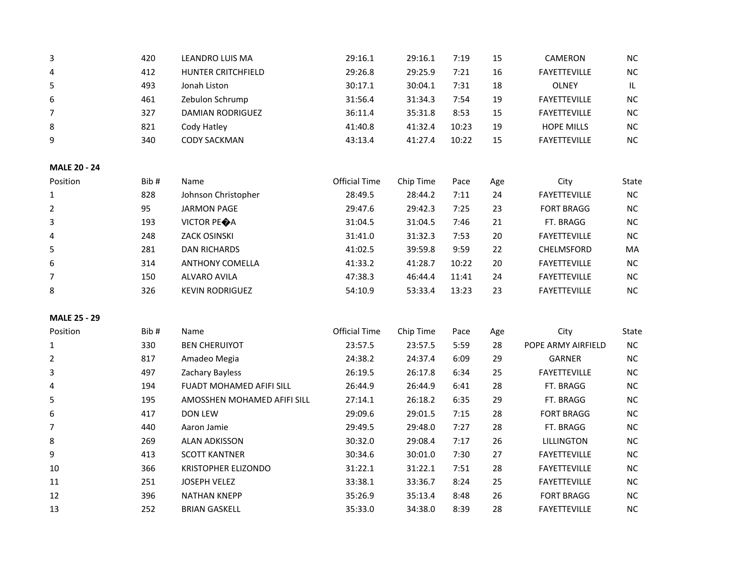| Position | Bib # | Name | Official Time | Chip Time | Pace | Age | City | State |
|---|---|---|---|---|---|---|---|---|
| 3 | 420 | LEANDRO LUIS MA | 29:16.1 | 29:16.1 | 7:19 | 15 | CAMERON | NC |
| 4 | 412 | HUNTER CRITCHFIELD | 29:26.8 | 29:25.9 | 7:21 | 16 | FAYETTEVILLE | NC |
| 5 | 493 | Jonah Liston | 30:17.1 | 30:04.1 | 7:31 | 18 | OLNEY | IL |
| 6 | 461 | Zebulon Schrump | 31:56.4 | 31:34.3 | 7:54 | 19 | FAYETTEVILLE | NC |
| 7 | 327 | DAMIAN RODRIGUEZ | 36:11.4 | 35:31.8 | 8:53 | 15 | FAYETTEVILLE | NC |
| 8 | 821 | Cody Hatley | 41:40.8 | 41:32.4 | 10:23 | 19 | HOPE MILLS | NC |
| 9 | 340 | CODY SACKMAN | 43:13.4 | 41:27.4 | 10:22 | 15 | FAYETTEVILLE | NC |

**MALE 20 - 24**

| Position | Bib # | Name | Official Time | Chip Time | Pace | Age | City | State |
|---|---|---|---|---|---|---|---|---|
| 1 | 828 | Johnson Christopher | 28:49.5 | 28:44.2 | 7:11 | 24 | FAYETTEVILLE | NC |
| 2 | 95 | JARMON PAGE | 29:47.6 | 29:42.3 | 7:25 | 23 | FORT BRAGG | NC |
| 3 | 193 | VICTOR PE�A | 31:04.5 | 31:04.5 | 7:46 | 21 | FT. BRAGG | NC |
| 4 | 248 | ZACK OSINSKI | 31:41.0 | 31:32.3 | 7:53 | 20 | FAYETTEVILLE | NC |
| 5 | 281 | DAN RICHARDS | 41:02.5 | 39:59.8 | 9:59 | 22 | CHELMSFORD | MA |
| 6 | 314 | ANTHONY COMELLA | 41:33.2 | 41:28.7 | 10:22 | 20 | FAYETTEVILLE | NC |
| 7 | 150 | ALVARO AVILA | 47:38.3 | 46:44.4 | 11:41 | 24 | FAYETTEVILLE | NC |
| 8 | 326 | KEVIN RODRIGUEZ | 54:10.9 | 53:33.4 | 13:23 | 23 | FAYETTEVILLE | NC |

**MALE 25 - 29**

| Position | Bib # | Name | Official Time | Chip Time | Pace | Age | City | State |
|---|---|---|---|---|---|---|---|---|
| 1 | 330 | BEN CHERUIYOT | 23:57.5 | 23:57.5 | 5:59 | 28 | POPE ARMY AIRFIELD | NC |
| 2 | 817 | Amadeo Megia | 24:38.2 | 24:37.4 | 6:09 | 29 | GARNER | NC |
| 3 | 497 | Zachary Bayless | 26:19.5 | 26:17.8 | 6:34 | 25 | FAYETTEVILLE | NC |
| 4 | 194 | FUADT MOHAMED AFIFI SILL | 26:44.9 | 26:44.9 | 6:41 | 28 | FT. BRAGG | NC |
| 5 | 195 | AMOSSHEN MOHAMED AFIFI SILL | 27:14.1 | 26:18.2 | 6:35 | 29 | FT. BRAGG | NC |
| 6 | 417 | DON LEW | 29:09.6 | 29:01.5 | 7:15 | 28 | FORT BRAGG | NC |
| 7 | 440 | Aaron Jamie | 29:49.5 | 29:48.0 | 7:27 | 28 | FT. BRAGG | NC |
| 8 | 269 | ALAN ADKISSON | 30:32.0 | 29:08.4 | 7:17 | 26 | LILLINGTON | NC |
| 9 | 413 | SCOTT KANTNER | 30:34.6 | 30:01.0 | 7:30 | 27 | FAYETTEVILLE | NC |
| 10 | 366 | KRISTOPHER ELIZONDO | 31:22.1 | 31:22.1 | 7:51 | 28 | FAYETTEVILLE | NC |
| 11 | 251 | JOSEPH VELEZ | 33:38.1 | 33:36.7 | 8:24 | 25 | FAYETTEVILLE | NC |
| 12 | 396 | NATHAN KNEPP | 35:26.9 | 35:13.4 | 8:48 | 26 | FORT BRAGG | NC |
| 13 | 252 | BRIAN GASKELL | 35:33.0 | 34:38.0 | 8:39 | 28 | FAYETTEVILLE | NC |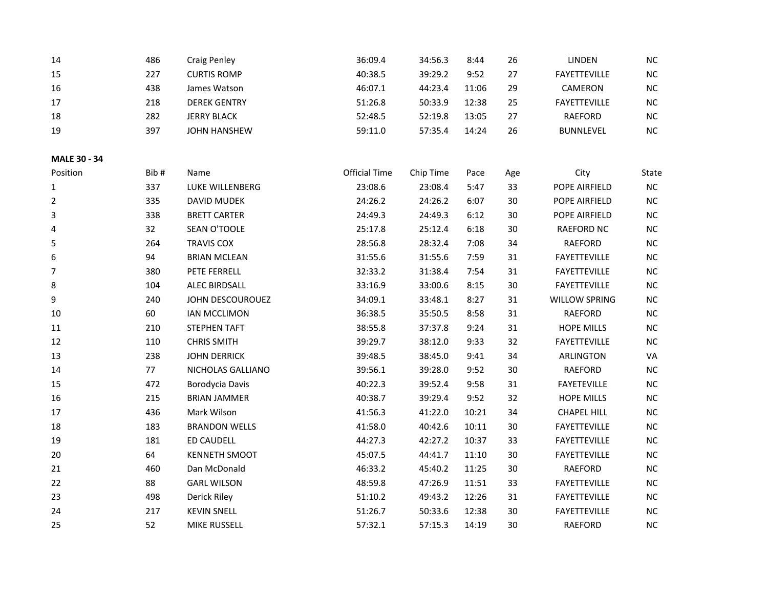| | | | | | | | | |
|---|---|---|---|---|---|---|---|---|
| 14 | 486 | Craig Penley | 36:09.4 | 34:56.3 | 8:44 | 26 | LINDEN | NC |
| 15 | 227 | CURTIS ROMP | 40:38.5 | 39:29.2 | 9:52 | 27 | FAYETTEVILLE | NC |
| 16 | 438 | James Watson | 46:07.1 | 44:23.4 | 11:06 | 29 | CAMERON | NC |
| 17 | 218 | DEREK GENTRY | 51:26.8 | 50:33.9 | 12:38 | 25 | FAYETTEVILLE | NC |
| 18 | 282 | JERRY BLACK | 52:48.5 | 52:19.8 | 13:05 | 27 | RAEFORD | NC |
| 19 | 397 | JOHN HANSHEW | 59:11.0 | 57:35.4 | 14:24 | 26 | BUNNLEVEL | NC |

**MALE 30 - 34**

| Position | Bib # | Name | Official Time | Chip Time | Pace | Age | City | State |
|---|---|---|---|---|---|---|---|---|
| 1 | 337 | LUKE WILLENBERG | 23:08.6 | 23:08.4 | 5:47 | 33 | POPE AIRFIELD | NC |
| 2 | 335 | DAVID MUDEK | 24:26.2 | 24:26.2 | 6:07 | 30 | POPE AIRFIELD | NC |
| 3 | 338 | BRETT CARTER | 24:49.3 | 24:49.3 | 6:12 | 30 | POPE AIRFIELD | NC |
| 4 | 32 | SEAN O'TOOLE | 25:17.8 | 25:12.4 | 6:18 | 30 | RAEFORD NC | NC |
| 5 | 264 | TRAVIS COX | 28:56.8 | 28:32.4 | 7:08 | 34 | RAEFORD | NC |
| 6 | 94 | BRIAN MCLEAN | 31:55.6 | 31:55.6 | 7:59 | 31 | FAYETTEVILLE | NC |
| 7 | 380 | PETE FERRELL | 32:33.2 | 31:38.4 | 7:54 | 31 | FAYETTEVILLE | NC |
| 8 | 104 | ALEC BIRDSALL | 33:16.9 | 33:00.6 | 8:15 | 30 | FAYETTEVILLE | NC |
| 9 | 240 | JOHN DESCOUROUEZ | 34:09.1 | 33:48.1 | 8:27 | 31 | WILLOW SPRING | NC |
| 10 | 60 | IAN MCCLIMON | 36:38.5 | 35:50.5 | 8:58 | 31 | RAEFORD | NC |
| 11 | 210 | STEPHEN TAFT | 38:55.8 | 37:37.8 | 9:24 | 31 | HOPE MILLS | NC |
| 12 | 110 | CHRIS SMITH | 39:29.7 | 38:12.0 | 9:33 | 32 | FAYETTEVILLE | NC |
| 13 | 238 | JOHN DERRICK | 39:48.5 | 38:45.0 | 9:41 | 34 | ARLINGTON | VA |
| 14 | 77 | NICHOLAS GALLIANO | 39:56.1 | 39:28.0 | 9:52 | 30 | RAEFORD | NC |
| 15 | 472 | Borodycia Davis | 40:22.3 | 39:52.4 | 9:58 | 31 | FAYETEVILLE | NC |
| 16 | 215 | BRIAN JAMMER | 40:38.7 | 39:29.4 | 9:52 | 32 | HOPE MILLS | NC |
| 17 | 436 | Mark Wilson | 41:56.3 | 41:22.0 | 10:21 | 34 | CHAPEL HILL | NC |
| 18 | 183 | BRANDON WELLS | 41:58.0 | 40:42.6 | 10:11 | 30 | FAYETTEVILLE | NC |
| 19 | 181 | ED CAUDELL | 44:27.3 | 42:27.2 | 10:37 | 33 | FAYETTEVILLE | NC |
| 20 | 64 | KENNETH SMOOT | 45:07.5 | 44:41.7 | 11:10 | 30 | FAYETTEVILLE | NC |
| 21 | 460 | Dan McDonald | 46:33.2 | 45:40.2 | 11:25 | 30 | RAEFORD | NC |
| 22 | 88 | GARL WILSON | 48:59.8 | 47:26.9 | 11:51 | 33 | FAYETTEVILLE | NC |
| 23 | 498 | Derick Riley | 51:10.2 | 49:43.2 | 12:26 | 31 | FAYETTEVILLE | NC |
| 24 | 217 | KEVIN SNELL | 51:26.7 | 50:33.6 | 12:38 | 30 | FAYETTEVILLE | NC |
| 25 | 52 | MIKE RUSSELL | 57:32.1 | 57:15.3 | 14:19 | 30 | RAEFORD | NC |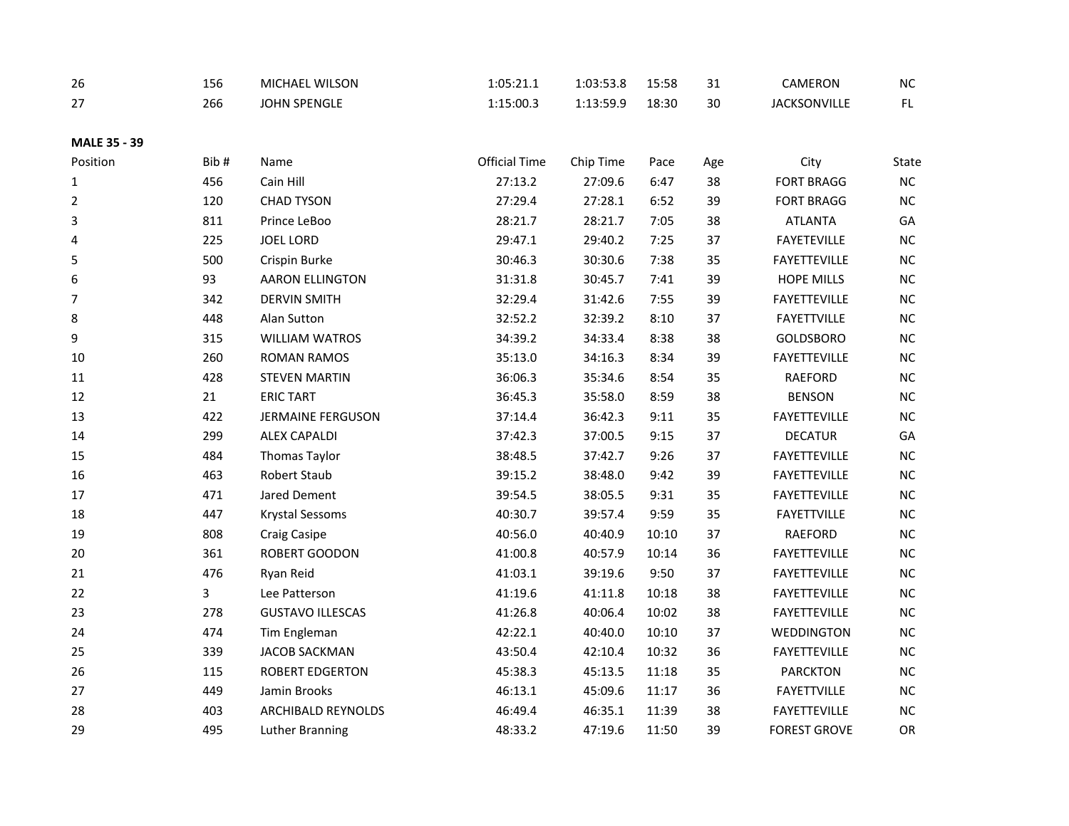| | | | | | | | | |
|---|---|---|---|---|---|---|---|---|
| 26 | 156 | MICHAEL WILSON | 1:05:21.1 | 1:03:53.8 | 15:58 | 31 | CAMERON | NC |
| 27 | 266 | JOHN SPENGLE | 1:15:00.3 | 1:13:59.9 | 18:30 | 30 | JACKSONVILLE | FL |

**MALE 35 - 39**

| Position | Bib # | Name | Official Time | Chip Time | Pace | Age | City | State |
|---|---|---|---|---|---|---|---|---|
| 1 | 456 | Cain Hill | 27:13.2 | 27:09.6 | 6:47 | 38 | FORT BRAGG | NC |
| 2 | 120 | CHAD TYSON | 27:29.4 | 27:28.1 | 6:52 | 39 | FORT BRAGG | NC |
| 3 | 811 | Prince LeBoo | 28:21.7 | 28:21.7 | 7:05 | 38 | ATLANTA | GA |
| 4 | 225 | JOEL LORD | 29:47.1 | 29:40.2 | 7:25 | 37 | FAYETEVILLE | NC |
| 5 | 500 | Crispin Burke | 30:46.3 | 30:30.6 | 7:38 | 35 | FAYETTEVILLE | NC |
| 6 | 93 | AARON ELLINGTON | 31:31.8 | 30:45.7 | 7:41 | 39 | HOPE MILLS | NC |
| 7 | 342 | DERVIN SMITH | 32:29.4 | 31:42.6 | 7:55 | 39 | FAYETTEVILLE | NC |
| 8 | 448 | Alan Sutton | 32:52.2 | 32:39.2 | 8:10 | 37 | FAYETTVILLE | NC |
| 9 | 315 | WILLIAM WATROS | 34:39.2 | 34:33.4 | 8:38 | 38 | GOLDSBORO | NC |
| 10 | 260 | ROMAN RAMOS | 35:13.0 | 34:16.3 | 8:34 | 39 | FAYETTEVILLE | NC |
| 11 | 428 | STEVEN MARTIN | 36:06.3 | 35:34.6 | 8:54 | 35 | RAEFORD | NC |
| 12 | 21 | ERIC TART | 36:45.3 | 35:58.0 | 8:59 | 38 | BENSON | NC |
| 13 | 422 | JERMAINE FERGUSON | 37:14.4 | 36:42.3 | 9:11 | 35 | FAYETTEVILLE | NC |
| 14 | 299 | ALEX CAPALDI | 37:42.3 | 37:00.5 | 9:15 | 37 | DECATUR | GA |
| 15 | 484 | Thomas Taylor | 38:48.5 | 37:42.7 | 9:26 | 37 | FAYETTEVILLE | NC |
| 16 | 463 | Robert Staub | 39:15.2 | 38:48.0 | 9:42 | 39 | FAYETTEVILLE | NC |
| 17 | 471 | Jared Dement | 39:54.5 | 38:05.5 | 9:31 | 35 | FAYETTEVILLE | NC |
| 18 | 447 | Krystal Sessoms | 40:30.7 | 39:57.4 | 9:59 | 35 | FAYETTVILLE | NC |
| 19 | 808 | Craig Casipe | 40:56.0 | 40:40.9 | 10:10 | 37 | RAEFORD | NC |
| 20 | 361 | ROBERT GOODON | 41:00.8 | 40:57.9 | 10:14 | 36 | FAYETTEVILLE | NC |
| 21 | 476 | Ryan Reid | 41:03.1 | 39:19.6 | 9:50 | 37 | FAYETTEVILLE | NC |
| 22 | 3 | Lee Patterson | 41:19.6 | 41:11.8 | 10:18 | 38 | FAYETTEVILLE | NC |
| 23 | 278 | GUSTAVO ILLESCAS | 41:26.8 | 40:06.4 | 10:02 | 38 | FAYETTEVILLE | NC |
| 24 | 474 | Tim Engleman | 42:22.1 | 40:40.0 | 10:10 | 37 | WEDDINGTON | NC |
| 25 | 339 | JACOB SACKMAN | 43:50.4 | 42:10.4 | 10:32 | 36 | FAYETTEVILLE | NC |
| 26 | 115 | ROBERT EDGERTON | 45:38.3 | 45:13.5 | 11:18 | 35 | PARCKTON | NC |
| 27 | 449 | Jamin Brooks | 46:13.1 | 45:09.6 | 11:17 | 36 | FAYETTVILLE | NC |
| 28 | 403 | ARCHIBALD REYNOLDS | 46:49.4 | 46:35.1 | 11:39 | 38 | FAYETTEVILLE | NC |
| 29 | 495 | Luther Branning | 48:33.2 | 47:19.6 | 11:50 | 39 | FOREST GROVE | OR |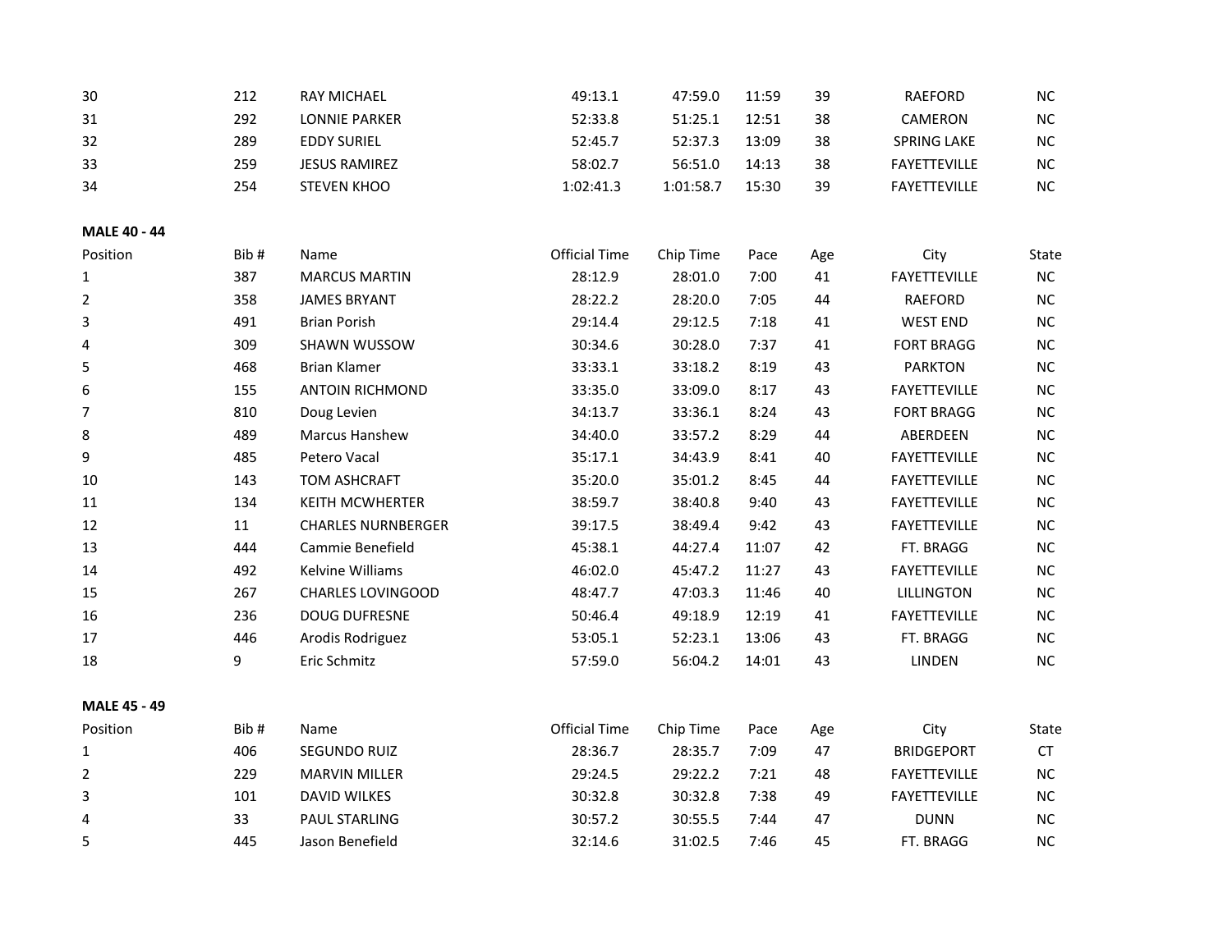| Position | Bib # | Name | Official Time | Chip Time | Pace | Age | City | State |
|---|---|---|---|---|---|---|---|---|
| 30 | 212 | RAY MICHAEL | 49:13.1 | 47:59.0 | 11:59 | 39 | RAEFORD | NC |
| 31 | 292 | LONNIE PARKER | 52:33.8 | 51:25.1 | 12:51 | 38 | CAMERON | NC |
| 32 | 289 | EDDY SURIEL | 52:45.7 | 52:37.3 | 13:09 | 38 | SPRING LAKE | NC |
| 33 | 259 | JESUS RAMIREZ | 58:02.7 | 56:51.0 | 14:13 | 38 | FAYETTEVILLE | NC |
| 34 | 254 | STEVEN KHOO | 1:02:41.3 | 1:01:58.7 | 15:30 | 39 | FAYETTEVILLE | NC |

**MALE 40 - 44**

| Position | Bib # | Name | Official Time | Chip Time | Pace | Age | City | State |
|---|---|---|---|---|---|---|---|---|
| 1 | 387 | MARCUS MARTIN | 28:12.9 | 28:01.0 | 7:00 | 41 | FAYETTEVILLE | NC |
| 2 | 358 | JAMES BRYANT | 28:22.2 | 28:20.0 | 7:05 | 44 | RAEFORD | NC |
| 3 | 491 | Brian Porish | 29:14.4 | 29:12.5 | 7:18 | 41 | WEST END | NC |
| 4 | 309 | SHAWN WUSSOW | 30:34.6 | 30:28.0 | 7:37 | 41 | FORT BRAGG | NC |
| 5 | 468 | Brian Klamer | 33:33.1 | 33:18.2 | 8:19 | 43 | PARKTON | NC |
| 6 | 155 | ANTOIN RICHMOND | 33:35.0 | 33:09.0 | 8:17 | 43 | FAYETTEVILLE | NC |
| 7 | 810 | Doug Levien | 34:13.7 | 33:36.1 | 8:24 | 43 | FORT BRAGG | NC |
| 8 | 489 | Marcus Hanshew | 34:40.0 | 33:57.2 | 8:29 | 44 | ABERDEEN | NC |
| 9 | 485 | Petero Vacal | 35:17.1 | 34:43.9 | 8:41 | 40 | FAYETTEVILLE | NC |
| 10 | 143 | TOM ASHCRAFT | 35:20.0 | 35:01.2 | 8:45 | 44 | FAYETTEVILLE | NC |
| 11 | 134 | KEITH MCWHERTER | 38:59.7 | 38:40.8 | 9:40 | 43 | FAYETTEVILLE | NC |
| 12 | 11 | CHARLES NURNBERGER | 39:17.5 | 38:49.4 | 9:42 | 43 | FAYETTEVILLE | NC |
| 13 | 444 | Cammie Benefield | 45:38.1 | 44:27.4 | 11:07 | 42 | FT. BRAGG | NC |
| 14 | 492 | Kelvine Williams | 46:02.0 | 45:47.2 | 11:27 | 43 | FAYETTEVILLE | NC |
| 15 | 267 | CHARLES LOVINGOOD | 48:47.7 | 47:03.3 | 11:46 | 40 | LILLINGTON | NC |
| 16 | 236 | DOUG DUFRESNE | 50:46.4 | 49:18.9 | 12:19 | 41 | FAYETTEVILLE | NC |
| 17 | 446 | Arodis Rodriguez | 53:05.1 | 52:23.1 | 13:06 | 43 | FT. BRAGG | NC |
| 18 | 9 | Eric Schmitz | 57:59.0 | 56:04.2 | 14:01 | 43 | LINDEN | NC |

**MALE 45 - 49**

| Position | Bib # | Name | Official Time | Chip Time | Pace | Age | City | State |
|---|---|---|---|---|---|---|---|---|
| 1 | 406 | SEGUNDO RUIZ | 28:36.7 | 28:35.7 | 7:09 | 47 | BRIDGEPORT | CT |
| 2 | 229 | MARVIN MILLER | 29:24.5 | 29:22.2 | 7:21 | 48 | FAYETTEVILLE | NC |
| 3 | 101 | DAVID WILKES | 30:32.8 | 30:32.8 | 7:38 | 49 | FAYETTEVILLE | NC |
| 4 | 33 | PAUL STARLING | 30:57.2 | 30:55.5 | 7:44 | 47 | DUNN | NC |
| 5 | 445 | Jason Benefield | 32:14.6 | 31:02.5 | 7:46 | 45 | FT. BRAGG | NC |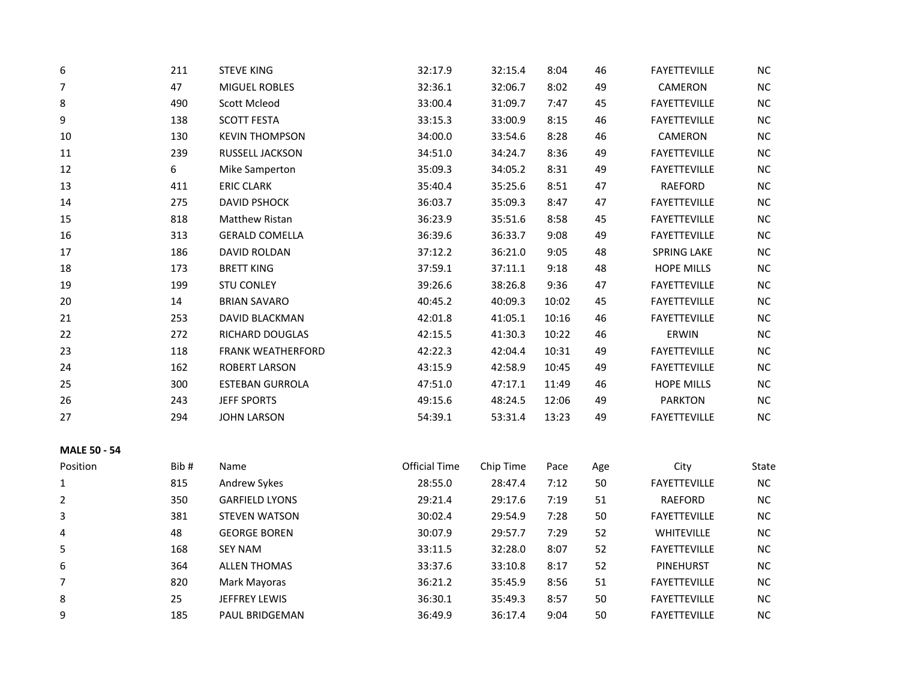| | | | | | | | | |
|---|---|---|---|---|---|---|---|---|
| 6 | 211 | STEVE KING | 32:17.9 | 32:15.4 | 8:04 | 46 | FAYETTEVILLE | NC |
| 7 | 47 | MIGUEL ROBLES | 32:36.1 | 32:06.7 | 8:02 | 49 | CAMERON | NC |
| 8 | 490 | Scott Mcleod | 33:00.4 | 31:09.7 | 7:47 | 45 | FAYETTEVILLE | NC |
| 9 | 138 | SCOTT FESTA | 33:15.3 | 33:00.9 | 8:15 | 46 | FAYETTEVILLE | NC |
| 10 | 130 | KEVIN THOMPSON | 34:00.0 | 33:54.6 | 8:28 | 46 | CAMERON | NC |
| 11 | 239 | RUSSELL JACKSON | 34:51.0 | 34:24.7 | 8:36 | 49 | FAYETTEVILLE | NC |
| 12 | 6 | Mike Samperton | 35:09.3 | 34:05.2 | 8:31 | 49 | FAYETTEVILLE | NC |
| 13 | 411 | ERIC CLARK | 35:40.4 | 35:25.6 | 8:51 | 47 | RAEFORD | NC |
| 14 | 275 | DAVID PSHOCK | 36:03.7 | 35:09.3 | 8:47 | 47 | FAYETTEVILLE | NC |
| 15 | 818 | Matthew Ristan | 36:23.9 | 35:51.6 | 8:58 | 45 | FAYETTEVILLE | NC |
| 16 | 313 | GERALD COMELLA | 36:39.6 | 36:33.7 | 9:08 | 49 | FAYETTEVILLE | NC |
| 17 | 186 | DAVID ROLDAN | 37:12.2 | 36:21.0 | 9:05 | 48 | SPRING LAKE | NC |
| 18 | 173 | BRETT KING | 37:59.1 | 37:11.1 | 9:18 | 48 | HOPE MILLS | NC |
| 19 | 199 | STU CONLEY | 39:26.6 | 38:26.8 | 9:36 | 47 | FAYETTEVILLE | NC |
| 20 | 14 | BRIAN SAVARO | 40:45.2 | 40:09.3 | 10:02 | 45 | FAYETTEVILLE | NC |
| 21 | 253 | DAVID BLACKMAN | 42:01.8 | 41:05.1 | 10:16 | 46 | FAYETTEVILLE | NC |
| 22 | 272 | RICHARD DOUGLAS | 42:15.5 | 41:30.3 | 10:22 | 46 | ERWIN | NC |
| 23 | 118 | FRANK WEATHERFORD | 42:22.3 | 42:04.4 | 10:31 | 49 | FAYETTEVILLE | NC |
| 24 | 162 | ROBERT LARSON | 43:15.9 | 42:58.9 | 10:45 | 49 | FAYETTEVILLE | NC |
| 25 | 300 | ESTEBAN GURROLA | 47:51.0 | 47:17.1 | 11:49 | 46 | HOPE MILLS | NC |
| 26 | 243 | JEFF SPORTS | 49:15.6 | 48:24.5 | 12:06 | 49 | PARKTON | NC |
| 27 | 294 | JOHN LARSON | 54:39.1 | 53:31.4 | 13:23 | 49 | FAYETTEVILLE | NC |

**MALE 50 - 54**

| Position | Bib # | Name | Official Time | Chip Time | Pace | Age | City | State |
|---|---|---|---|---|---|---|---|---|
| 1 | 815 | Andrew Sykes | 28:55.0 | 28:47.4 | 7:12 | 50 | FAYETTEVILLE | NC |
| 2 | 350 | GARFIELD LYONS | 29:21.4 | 29:17.6 | 7:19 | 51 | RAEFORD | NC |
| 3 | 381 | STEVEN WATSON | 30:02.4 | 29:54.9 | 7:28 | 50 | FAYETTEVILLE | NC |
| 4 | 48 | GEORGE BOREN | 30:07.9 | 29:57.7 | 7:29 | 52 | WHITEVILLE | NC |
| 5 | 168 | SEY NAM | 33:11.5 | 32:28.0 | 8:07 | 52 | FAYETTEVILLE | NC |
| 6 | 364 | ALLEN THOMAS | 33:37.6 | 33:10.8 | 8:17 | 52 | PINEHURST | NC |
| 7 | 820 | Mark Mayoras | 36:21.2 | 35:45.9 | 8:56 | 51 | FAYETTEVILLE | NC |
| 8 | 25 | JEFFREY LEWIS | 36:30.1 | 35:49.3 | 8:57 | 50 | FAYETTEVILLE | NC |
| 9 | 185 | PAUL BRIDGEMAN | 36:49.9 | 36:17.4 | 9:04 | 50 | FAYETTEVILLE | NC |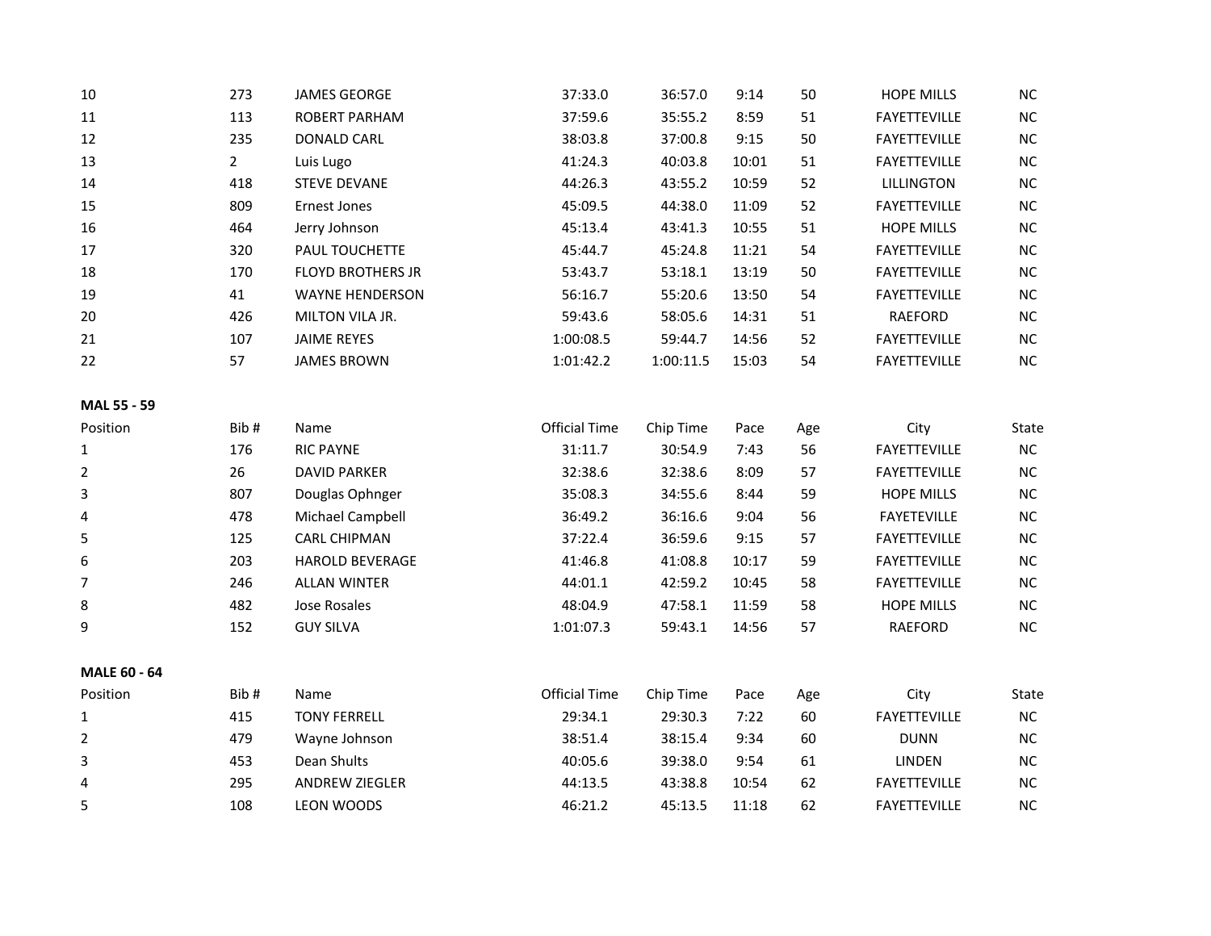| Position | Bib # | Name | Official Time | Chip Time | Pace | Age | City | State |
|---|---|---|---|---|---|---|---|---|
| 10 | 273 | JAMES GEORGE | 37:33.0 | 36:57.0 | 9:14 | 50 | HOPE MILLS | NC |
| 11 | 113 | ROBERT PARHAM | 37:59.6 | 35:55.2 | 8:59 | 51 | FAYETTEVILLE | NC |
| 12 | 235 | DONALD CARL | 38:03.8 | 37:00.8 | 9:15 | 50 | FAYETTEVILLE | NC |
| 13 | 2 | Luis Lugo | 41:24.3 | 40:03.8 | 10:01 | 51 | FAYETTEVILLE | NC |
| 14 | 418 | STEVE DEVANE | 44:26.3 | 43:55.2 | 10:59 | 52 | LILLINGTON | NC |
| 15 | 809 | Ernest Jones | 45:09.5 | 44:38.0 | 11:09 | 52 | FAYETTEVILLE | NC |
| 16 | 464 | Jerry Johnson | 45:13.4 | 43:41.3 | 10:55 | 51 | HOPE MILLS | NC |
| 17 | 320 | PAUL TOUCHETTE | 45:44.7 | 45:24.8 | 11:21 | 54 | FAYETTEVILLE | NC |
| 18 | 170 | FLOYD BROTHERS JR | 53:43.7 | 53:18.1 | 13:19 | 50 | FAYETTEVILLE | NC |
| 19 | 41 | WAYNE HENDERSON | 56:16.7 | 55:20.6 | 13:50 | 54 | FAYETTEVILLE | NC |
| 20 | 426 | MILTON VILA JR. | 59:43.6 | 58:05.6 | 14:31 | 51 | RAEFORD | NC |
| 21 | 107 | JAIME REYES | 1:00:08.5 | 59:44.7 | 14:56 | 52 | FAYETTEVILLE | NC |
| 22 | 57 | JAMES BROWN | 1:01:42.2 | 1:00:11.5 | 15:03 | 54 | FAYETTEVILLE | NC |

**MAL 55 - 59**

| Position | Bib # | Name | Official Time | Chip Time | Pace | Age | City | State |
|---|---|---|---|---|---|---|---|---|
| 1 | 176 | RIC PAYNE | 31:11.7 | 30:54.9 | 7:43 | 56 | FAYETTEVILLE | NC |
| 2 | 26 | DAVID PARKER | 32:38.6 | 32:38.6 | 8:09 | 57 | FAYETTEVILLE | NC |
| 3 | 807 | Douglas Ophnger | 35:08.3 | 34:55.6 | 8:44 | 59 | HOPE MILLS | NC |
| 4 | 478 | Michael Campbell | 36:49.2 | 36:16.6 | 9:04 | 56 | FAYETEVILLE | NC |
| 5 | 125 | CARL CHIPMAN | 37:22.4 | 36:59.6 | 9:15 | 57 | FAYETTEVILLE | NC |
| 6 | 203 | HAROLD BEVERAGE | 41:46.8 | 41:08.8 | 10:17 | 59 | FAYETTEVILLE | NC |
| 7 | 246 | ALLAN WINTER | 44:01.1 | 42:59.2 | 10:45 | 58 | FAYETTEVILLE | NC |
| 8 | 482 | Jose Rosales | 48:04.9 | 47:58.1 | 11:59 | 58 | HOPE MILLS | NC |
| 9 | 152 | GUY SILVA | 1:01:07.3 | 59:43.1 | 14:56 | 57 | RAEFORD | NC |

**MALE 60 - 64**

| Position | Bib # | Name | Official Time | Chip Time | Pace | Age | City | State |
|---|---|---|---|---|---|---|---|---|
| 1 | 415 | TONY FERRELL | 29:34.1 | 29:30.3 | 7:22 | 60 | FAYETTEVILLE | NC |
| 2 | 479 | Wayne Johnson | 38:51.4 | 38:15.4 | 9:34 | 60 | DUNN | NC |
| 3 | 453 | Dean Shults | 40:05.6 | 39:38.0 | 9:54 | 61 | LINDEN | NC |
| 4 | 295 | ANDREW ZIEGLER | 44:13.5 | 43:38.8 | 10:54 | 62 | FAYETTEVILLE | NC |
| 5 | 108 | LEON WOODS | 46:21.2 | 45:13.5 | 11:18 | 62 | FAYETTEVILLE | NC |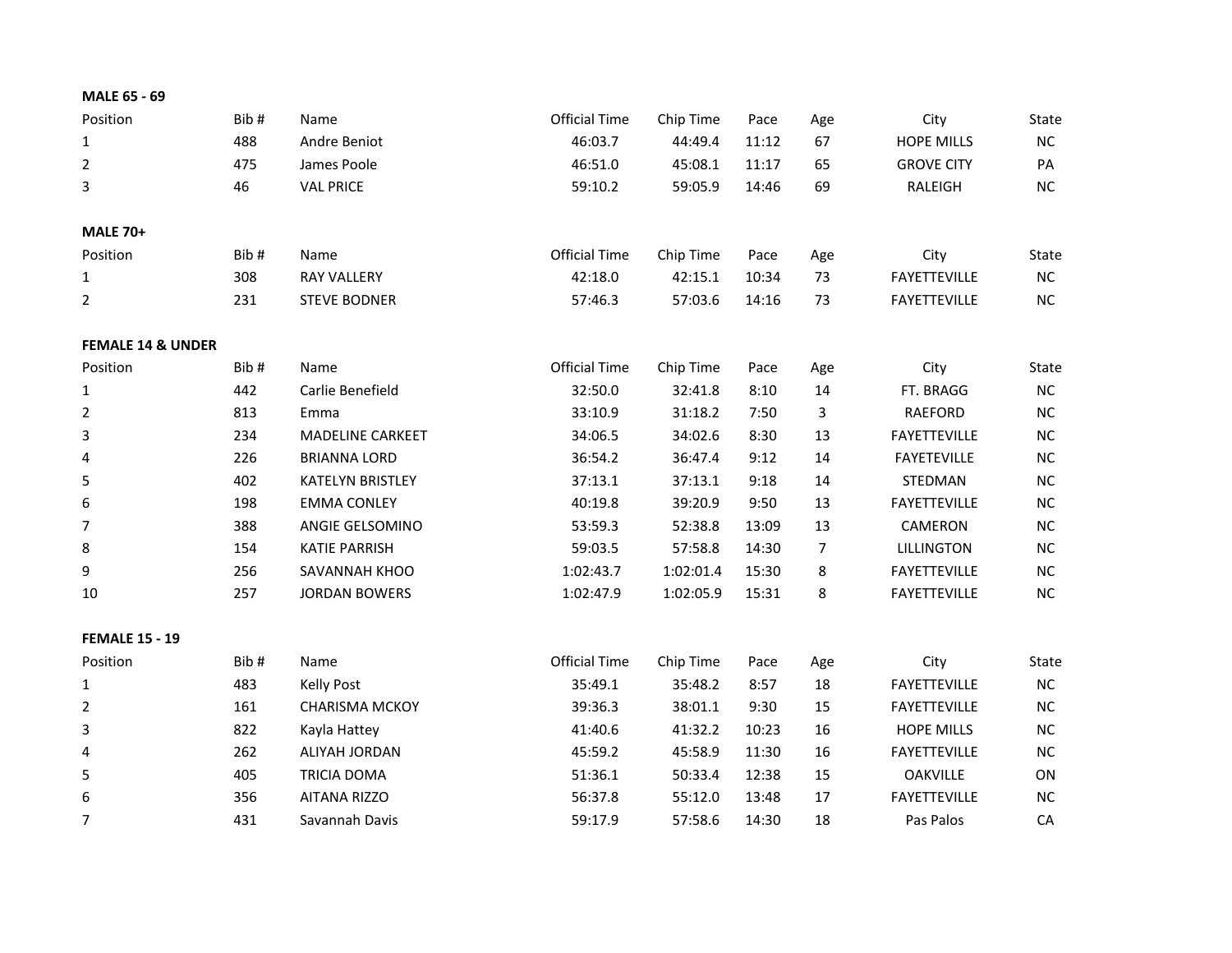**MALE 65 - 69**

| Position | Bib # | Name | Official Time | Chip Time | Pace | Age | City | State |
|---|---|---|---|---|---|---|---|---|
| 1 | 488 | Andre Beniot | 46:03.7 | 44:49.4 | 11:12 | 67 | HOPE MILLS | NC |
| 2 | 475 | James Poole | 46:51.0 | 45:08.1 | 11:17 | 65 | GROVE CITY | PA |
| 3 | 46 | VAL PRICE | 59:10.2 | 59:05.9 | 14:46 | 69 | RALEIGH | NC |

**MALE 70+**

| Position | Bib # | Name | Official Time | Chip Time | Pace | Age | City | State |
|---|---|---|---|---|---|---|---|---|
| 1 | 308 | RAY VALLERY | 42:18.0 | 42:15.1 | 10:34 | 73 | FAYETTEVILLE | NC |
| 2 | 231 | STEVE BODNER | 57:46.3 | 57:03.6 | 14:16 | 73 | FAYETTEVILLE | NC |

**FEMALE 14 & UNDER**

| Position | Bib # | Name | Official Time | Chip Time | Pace | Age | City | State |
|---|---|---|---|---|---|---|---|---|
| 1 | 442 | Carlie Benefield | 32:50.0 | 32:41.8 | 8:10 | 14 | FT. BRAGG | NC |
| 2 | 813 | Emma | 33:10.9 | 31:18.2 | 7:50 | 3 | RAEFORD | NC |
| 3 | 234 | MADELINE CARKEET | 34:06.5 | 34:02.6 | 8:30 | 13 | FAYETTEVILLE | NC |
| 4 | 226 | BRIANNA LORD | 36:54.2 | 36:47.4 | 9:12 | 14 | FAYETEVILLE | NC |
| 5 | 402 | KATELYN BRISTLEY | 37:13.1 | 37:13.1 | 9:18 | 14 | STEDMAN | NC |
| 6 | 198 | EMMA CONLEY | 40:19.8 | 39:20.9 | 9:50 | 13 | FAYETTEVILLE | NC |
| 7 | 388 | ANGIE GELSOMINO | 53:59.3 | 52:38.8 | 13:09 | 13 | CAMERON | NC |
| 8 | 154 | KATIE PARRISH | 59:03.5 | 57:58.8 | 14:30 | 7 | LILLINGTON | NC |
| 9 | 256 | SAVANNAH KHOO | 1:02:43.7 | 1:02:01.4 | 15:30 | 8 | FAYETTEVILLE | NC |
| 10 | 257 | JORDAN BOWERS | 1:02:47.9 | 1:02:05.9 | 15:31 | 8 | FAYETTEVILLE | NC |

**FEMALE 15 - 19**

| Position | Bib # | Name | Official Time | Chip Time | Pace | Age | City | State |
|---|---|---|---|---|---|---|---|---|
| 1 | 483 | Kelly Post | 35:49.1 | 35:48.2 | 8:57 | 18 | FAYETTEVILLE | NC |
| 2 | 161 | CHARISMA MCKOY | 39:36.3 | 38:01.1 | 9:30 | 15 | FAYETTEVILLE | NC |
| 3 | 822 | Kayla Hattey | 41:40.6 | 41:32.2 | 10:23 | 16 | HOPE MILLS | NC |
| 4 | 262 | ALIYAH JORDAN | 45:59.2 | 45:58.9 | 11:30 | 16 | FAYETTEVILLE | NC |
| 5 | 405 | TRICIA DOMA | 51:36.1 | 50:33.4 | 12:38 | 15 | OAKVILLE | ON |
| 6 | 356 | AITANA RIZZO | 56:37.8 | 55:12.0 | 13:48 | 17 | FAYETTEVILLE | NC |
| 7 | 431 | Savannah Davis | 59:17.9 | 57:58.6 | 14:30 | 18 | Pas Palos | CA |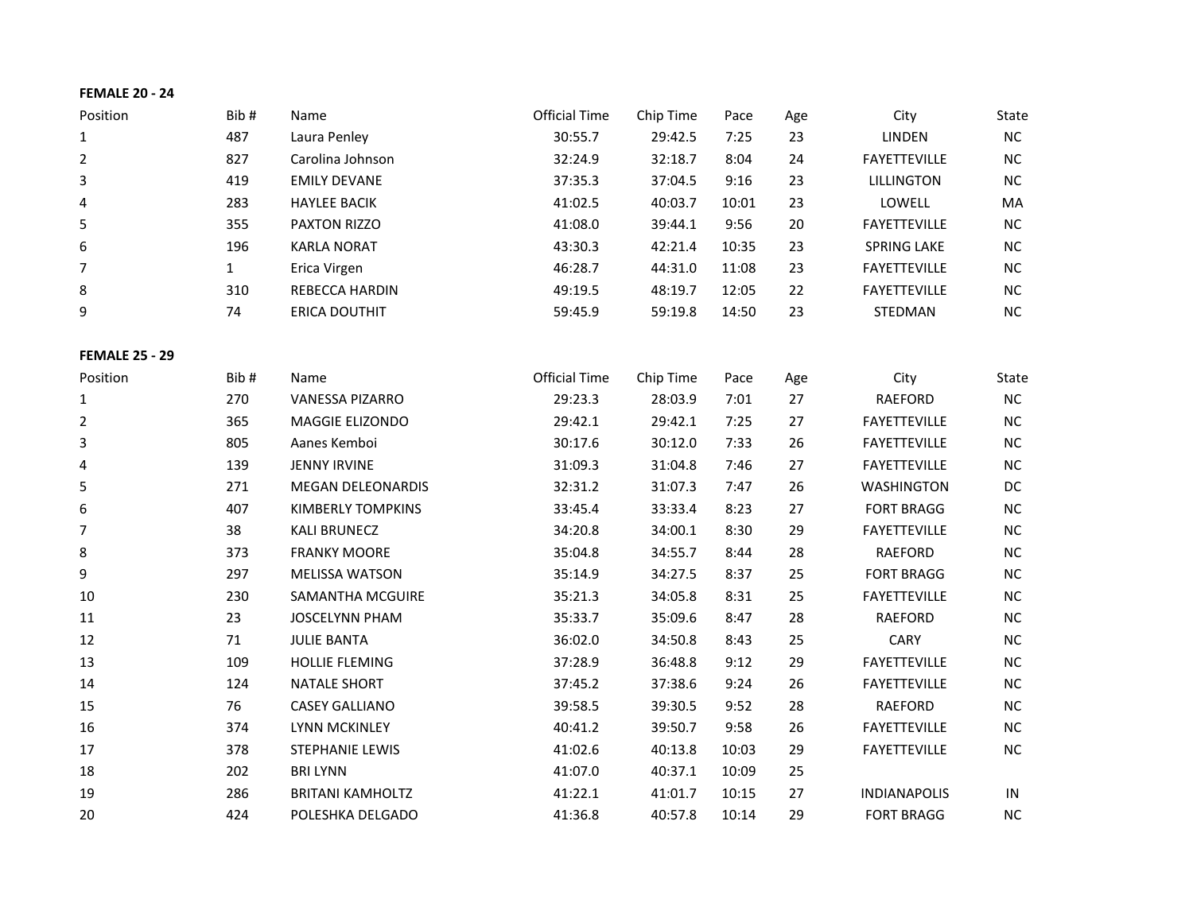**FEMALE 20 - 24**

| Position | Bib # | Name | Official Time | Chip Time | Pace | Age | City | State |
|---|---|---|---|---|---|---|---|---|
| 1 | 487 | Laura Penley | 30:55.7 | 29:42.5 | 7:25 | 23 | LINDEN | NC |
| 2 | 827 | Carolina Johnson | 32:24.9 | 32:18.7 | 8:04 | 24 | FAYETTEVILLE | NC |
| 3 | 419 | EMILY DEVANE | 37:35.3 | 37:04.5 | 9:16 | 23 | LILLINGTON | NC |
| 4 | 283 | HAYLEE BACIK | 41:02.5 | 40:03.7 | 10:01 | 23 | LOWELL | MA |
| 5 | 355 | PAXTON RIZZO | 41:08.0 | 39:44.1 | 9:56 | 20 | FAYETTEVILLE | NC |
| 6 | 196 | KARLA NORAT | 43:30.3 | 42:21.4 | 10:35 | 23 | SPRING LAKE | NC |
| 7 | 1 | Erica Virgen | 46:28.7 | 44:31.0 | 11:08 | 23 | FAYETTEVILLE | NC |
| 8 | 310 | REBECCA HARDIN | 49:19.5 | 48:19.7 | 12:05 | 22 | FAYETTEVILLE | NC |
| 9 | 74 | ERICA DOUTHIT | 59:45.9 | 59:19.8 | 14:50 | 23 | STEDMAN | NC |

**FEMALE 25 - 29**

| Position | Bib # | Name | Official Time | Chip Time | Pace | Age | City | State |
|---|---|---|---|---|---|---|---|---|
| 1 | 270 | VANESSA PIZARRO | 29:23.3 | 28:03.9 | 7:01 | 27 | RAEFORD | NC |
| 2 | 365 | MAGGIE ELIZONDO | 29:42.1 | 29:42.1 | 7:25 | 27 | FAYETTEVILLE | NC |
| 3 | 805 | Aanes Kemboi | 30:17.6 | 30:12.0 | 7:33 | 26 | FAYETTEVILLE | NC |
| 4 | 139 | JENNY IRVINE | 31:09.3 | 31:04.8 | 7:46 | 27 | FAYETTEVILLE | NC |
| 5 | 271 | MEGAN DELEONARDIS | 32:31.2 | 31:07.3 | 7:47 | 26 | WASHINGTON | DC |
| 6 | 407 | KIMBERLY TOMPKINS | 33:45.4 | 33:33.4 | 8:23 | 27 | FORT BRAGG | NC |
| 7 | 38 | KALI BRUNECZ | 34:20.8 | 34:00.1 | 8:30 | 29 | FAYETTEVILLE | NC |
| 8 | 373 | FRANKY MOORE | 35:04.8 | 34:55.7 | 8:44 | 28 | RAEFORD | NC |
| 9 | 297 | MELISSA WATSON | 35:14.9 | 34:27.5 | 8:37 | 25 | FORT BRAGG | NC |
| 10 | 230 | SAMANTHA MCGUIRE | 35:21.3 | 34:05.8 | 8:31 | 25 | FAYETTEVILLE | NC |
| 11 | 23 | JOSCELYNN PHAM | 35:33.7 | 35:09.6 | 8:47 | 28 | RAEFORD | NC |
| 12 | 71 | JULIE BANTA | 36:02.0 | 34:50.8 | 8:43 | 25 | CARY | NC |
| 13 | 109 | HOLLIE FLEMING | 37:28.9 | 36:48.8 | 9:12 | 29 | FAYETTEVILLE | NC |
| 14 | 124 | NATALE SHORT | 37:45.2 | 37:38.6 | 9:24 | 26 | FAYETTEVILLE | NC |
| 15 | 76 | CASEY GALLIANO | 39:58.5 | 39:30.5 | 9:52 | 28 | RAEFORD | NC |
| 16 | 374 | LYNN MCKINLEY | 40:41.2 | 39:50.7 | 9:58 | 26 | FAYETTEVILLE | NC |
| 17 | 378 | STEPHANIE LEWIS | 41:02.6 | 40:13.8 | 10:03 | 29 | FAYETTEVILLE | NC |
| 18 | 202 | BRI LYNN | 41:07.0 | 40:37.1 | 10:09 | 25 | | |
| 19 | 286 | BRITANI KAMHOLTZ | 41:22.1 | 41:01.7 | 10:15 | 27 | INDIANAPOLIS | IN |
| 20 | 424 | POLESHKA DELGADO | 41:36.8 | 40:57.8 | 10:14 | 29 | FORT BRAGG | NC |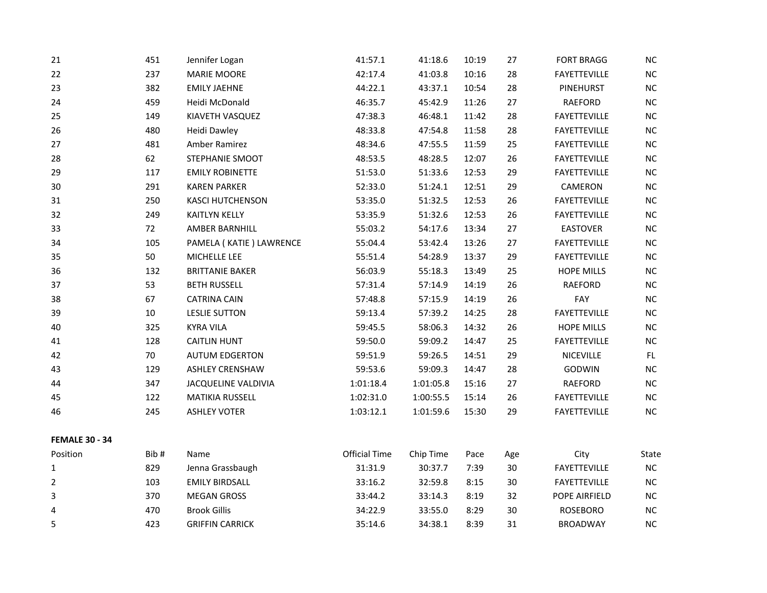| Position | Bib # | Name | Official Time | Chip Time | Pace | Age | City | State |
|---|---|---|---|---|---|---|---|---|
| 21 | 451 | Jennifer Logan | 41:57.1 | 41:18.6 | 10:19 | 27 | FORT BRAGG | NC |
| 22 | 237 | MARIE MOORE | 42:17.4 | 41:03.8 | 10:16 | 28 | FAYETTEVILLE | NC |
| 23 | 382 | EMILY JAEHNE | 44:22.1 | 43:37.1 | 10:54 | 28 | PINEHURST | NC |
| 24 | 459 | Heidi McDonald | 46:35.7 | 45:42.9 | 11:26 | 27 | RAEFORD | NC |
| 25 | 149 | KIAVETH VASQUEZ | 47:38.3 | 46:48.1 | 11:42 | 28 | FAYETTEVILLE | NC |
| 26 | 480 | Heidi Dawley | 48:33.8 | 47:54.8 | 11:58 | 28 | FAYETTEVILLE | NC |
| 27 | 481 | Amber Ramirez | 48:34.6 | 47:55.5 | 11:59 | 25 | FAYETTEVILLE | NC |
| 28 | 62 | STEPHANIE SMOOT | 48:53.5 | 48:28.5 | 12:07 | 26 | FAYETTEVILLE | NC |
| 29 | 117 | EMILY ROBINETTE | 51:53.0 | 51:33.6 | 12:53 | 29 | FAYETTEVILLE | NC |
| 30 | 291 | KAREN PARKER | 52:33.0 | 51:24.1 | 12:51 | 29 | CAMERON | NC |
| 31 | 250 | KASCI HUTCHENSON | 53:35.0 | 51:32.5 | 12:53 | 26 | FAYETTEVILLE | NC |
| 32 | 249 | KAITLYN KELLY | 53:35.9 | 51:32.6 | 12:53 | 26 | FAYETTEVILLE | NC |
| 33 | 72 | AMBER BARNHILL | 55:03.2 | 54:17.6 | 13:34 | 27 | EASTOVER | NC |
| 34 | 105 | PAMELA ( KATIE ) LAWRENCE | 55:04.4 | 53:42.4 | 13:26 | 27 | FAYETTEVILLE | NC |
| 35 | 50 | MICHELLE LEE | 55:51.4 | 54:28.9 | 13:37 | 29 | FAYETTEVILLE | NC |
| 36 | 132 | BRITTANIE BAKER | 56:03.9 | 55:18.3 | 13:49 | 25 | HOPE MILLS | NC |
| 37 | 53 | BETH RUSSELL | 57:31.4 | 57:14.9 | 14:19 | 26 | RAEFORD | NC |
| 38 | 67 | CATRINA CAIN | 57:48.8 | 57:15.9 | 14:19 | 26 | FAY | NC |
| 39 | 10 | LESLIE SUTTON | 59:13.4 | 57:39.2 | 14:25 | 28 | FAYETTEVILLE | NC |
| 40 | 325 | KYRA VILA | 59:45.5 | 58:06.3 | 14:32 | 26 | HOPE MILLS | NC |
| 41 | 128 | CAITLIN HUNT | 59:50.0 | 59:09.2 | 14:47 | 25 | FAYETTEVILLE | NC |
| 42 | 70 | AUTUM EDGERTON | 59:51.9 | 59:26.5 | 14:51 | 29 | NICEVILLE | FL |
| 43 | 129 | ASHLEY CRENSHAW | 59:53.6 | 59:09.3 | 14:47 | 28 | GODWIN | NC |
| 44 | 347 | JACQUELINE VALDIVIA | 1:01:18.4 | 1:01:05.8 | 15:16 | 27 | RAEFORD | NC |
| 45 | 122 | MATIKIA RUSSELL | 1:02:31.0 | 1:00:55.5 | 15:14 | 26 | FAYETTEVILLE | NC |
| 46 | 245 | ASHLEY VOTER | 1:03:12.1 | 1:01:59.6 | 15:30 | 29 | FAYETTEVILLE | NC |

**FEMALE 30 - 34**

| Position | Bib # | Name | Official Time | Chip Time | Pace | Age | City | State |
|---|---|---|---|---|---|---|---|---|
| 1 | 829 | Jenna Grassbaugh | 31:31.9 | 30:37.7 | 7:39 | 30 | FAYETTEVILLE | NC |
| 2 | 103 | EMILY BIRDSALL | 33:16.2 | 32:59.8 | 8:15 | 30 | FAYETTEVILLE | NC |
| 3 | 370 | MEGAN GROSS | 33:44.2 | 33:14.3 | 8:19 | 32 | POPE AIRFIELD | NC |
| 4 | 470 | Brook Gillis | 34:22.9 | 33:55.0 | 8:29 | 30 | ROSEBORO | NC |
| 5 | 423 | GRIFFIN CARRICK | 35:14.6 | 34:38.1 | 8:39 | 31 | BROADWAY | NC |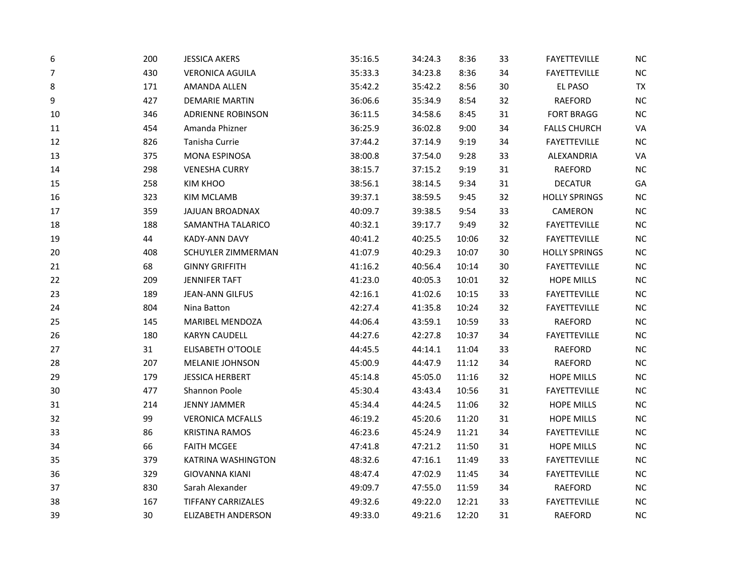| | | | | | | | | |
|---|---|---|---|---|---|---|---|---|
| 6 | 200 | JESSICA AKERS | 35:16.5 | 34:24.3 | 8:36 | 33 | FAYETTEVILLE | NC |
| 7 | 430 | VERONICA AGUILA | 35:33.3 | 34:23.8 | 8:36 | 34 | FAYETTEVILLE | NC |
| 8 | 171 | AMANDA ALLEN | 35:42.2 | 35:42.2 | 8:56 | 30 | EL PASO | TX |
| 9 | 427 | DEMARIE MARTIN | 36:06.6 | 35:34.9 | 8:54 | 32 | RAEFORD | NC |
| 10 | 346 | ADRIENNE ROBINSON | 36:11.5 | 34:58.6 | 8:45 | 31 | FORT BRAGG | NC |
| 11 | 454 | Amanda Phizner | 36:25.9 | 36:02.8 | 9:00 | 34 | FALLS CHURCH | VA |
| 12 | 826 | Tanisha Currie | 37:44.2 | 37:14.9 | 9:19 | 34 | FAYETTEVILLE | NC |
| 13 | 375 | MONA ESPINOSA | 38:00.8 | 37:54.0 | 9:28 | 33 | ALEXANDRIA | VA |
| 14 | 298 | VENESHA CURRY | 38:15.7 | 37:15.2 | 9:19 | 31 | RAEFORD | NC |
| 15 | 258 | KIM KHOO | 38:56.1 | 38:14.5 | 9:34 | 31 | DECATUR | GA |
| 16 | 323 | KIM MCLAMB | 39:37.1 | 38:59.5 | 9:45 | 32 | HOLLY SPRINGS | NC |
| 17 | 359 | JAJUAN BROADNAX | 40:09.7 | 39:38.5 | 9:54 | 33 | CAMERON | NC |
| 18 | 188 | SAMANTHA TALARICO | 40:32.1 | 39:17.7 | 9:49 | 32 | FAYETTEVILLE | NC |
| 19 | 44 | KADY-ANN DAVY | 40:41.2 | 40:25.5 | 10:06 | 32 | FAYETTEVILLE | NC |
| 20 | 408 | SCHUYLER ZIMMERMAN | 41:07.9 | 40:29.3 | 10:07 | 30 | HOLLY SPRINGS | NC |
| 21 | 68 | GINNY GRIFFITH | 41:16.2 | 40:56.4 | 10:14 | 30 | FAYETTEVILLE | NC |
| 22 | 209 | JENNIFER TAFT | 41:23.0 | 40:05.3 | 10:01 | 32 | HOPE MILLS | NC |
| 23 | 189 | JEAN-ANN GILFUS | 42:16.1 | 41:02.6 | 10:15 | 33 | FAYETTEVILLE | NC |
| 24 | 804 | Nina Batton | 42:27.4 | 41:35.8 | 10:24 | 32 | FAYETTEVILLE | NC |
| 25 | 145 | MARIBEL MENDOZA | 44:06.4 | 43:59.1 | 10:59 | 33 | RAEFORD | NC |
| 26 | 180 | KARYN CAUDELL | 44:27.6 | 42:27.8 | 10:37 | 34 | FAYETTEVILLE | NC |
| 27 | 31 | ELISABETH O'TOOLE | 44:45.5 | 44:14.1 | 11:04 | 33 | RAEFORD | NC |
| 28 | 207 | MELANIE JOHNSON | 45:00.9 | 44:47.9 | 11:12 | 34 | RAEFORD | NC |
| 29 | 179 | JESSICA HERBERT | 45:14.8 | 45:05.0 | 11:16 | 32 | HOPE MILLS | NC |
| 30 | 477 | Shannon Poole | 45:30.4 | 43:43.4 | 10:56 | 31 | FAYETTEVILLE | NC |
| 31 | 214 | JENNY JAMMER | 45:34.4 | 44:24.5 | 11:06 | 32 | HOPE MILLS | NC |
| 32 | 99 | VERONICA MCFALLS | 46:19.2 | 45:20.6 | 11:20 | 31 | HOPE MILLS | NC |
| 33 | 86 | KRISTINA RAMOS | 46:23.6 | 45:24.9 | 11:21 | 34 | FAYETTEVILLE | NC |
| 34 | 66 | FAITH MCGEE | 47:41.8 | 47:21.2 | 11:50 | 31 | HOPE MILLS | NC |
| 35 | 379 | KATRINA WASHINGTON | 48:32.6 | 47:16.1 | 11:49 | 33 | FAYETTEVILLE | NC |
| 36 | 329 | GIOVANNA KIANI | 48:47.4 | 47:02.9 | 11:45 | 34 | FAYETTEVILLE | NC |
| 37 | 830 | Sarah Alexander | 49:09.7 | 47:55.0 | 11:59 | 34 | RAEFORD | NC |
| 38 | 167 | TIFFANY CARRIZALES | 49:32.6 | 49:22.0 | 12:21 | 33 | FAYETTEVILLE | NC |
| 39 | 30 | ELIZABETH ANDERSON | 49:33.0 | 49:21.6 | 12:20 | 31 | RAEFORD | NC |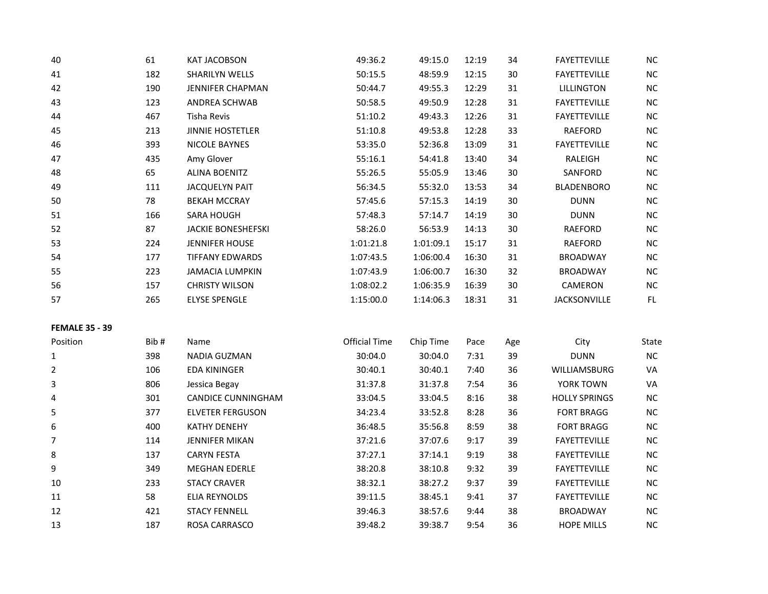| | | | | | | | | |
|---|---|---|---|---|---|---|---|---|
| 40 | 61 | KAT JACOBSON | 49:36.2 | 49:15.0 | 12:19 | 34 | FAYETTEVILLE | NC |
| 41 | 182 | SHARILYN WELLS | 50:15.5 | 48:59.9 | 12:15 | 30 | FAYETTEVILLE | NC |
| 42 | 190 | JENNIFER CHAPMAN | 50:44.7 | 49:55.3 | 12:29 | 31 | LILLINGTON | NC |
| 43 | 123 | ANDREA SCHWAB | 50:58.5 | 49:50.9 | 12:28 | 31 | FAYETTEVILLE | NC |
| 44 | 467 | Tisha Revis | 51:10.2 | 49:43.3 | 12:26 | 31 | FAYETTEVILLE | NC |
| 45 | 213 | JINNIE HOSTETLER | 51:10.8 | 49:53.8 | 12:28 | 33 | RAEFORD | NC |
| 46 | 393 | NICOLE BAYNES | 53:35.0 | 52:36.8 | 13:09 | 31 | FAYETTEVILLE | NC |
| 47 | 435 | Amy Glover | 55:16.1 | 54:41.8 | 13:40 | 34 | RALEIGH | NC |
| 48 | 65 | ALINA BOENITZ | 55:26.5 | 55:05.9 | 13:46 | 30 | SANFORD | NC |
| 49 | 111 | JACQUELYN PAIT | 56:34.5 | 55:32.0 | 13:53 | 34 | BLADENBORO | NC |
| 50 | 78 | BEKAH MCCRAY | 57:45.6 | 57:15.3 | 14:19 | 30 | DUNN | NC |
| 51 | 166 | SARA HOUGH | 57:48.3 | 57:14.7 | 14:19 | 30 | DUNN | NC |
| 52 | 87 | JACKIE BONESHEFSKI | 58:26.0 | 56:53.9 | 14:13 | 30 | RAEFORD | NC |
| 53 | 224 | JENNIFER HOUSE | 1:01:21.8 | 1:01:09.1 | 15:17 | 31 | RAEFORD | NC |
| 54 | 177 | TIFFANY EDWARDS | 1:07:43.5 | 1:06:00.4 | 16:30 | 31 | BROADWAY | NC |
| 55 | 223 | JAMACIA LUMPKIN | 1:07:43.9 | 1:06:00.7 | 16:30 | 32 | BROADWAY | NC |
| 56 | 157 | CHRISTY WILSON | 1:08:02.2 | 1:06:35.9 | 16:39 | 30 | CAMERON | NC |
| 57 | 265 | ELYSE SPENGLE | 1:15:00.0 | 1:14:06.3 | 18:31 | 31 | JACKSONVILLE | FL |

**FEMALE 35 - 39**

| Position | Bib # | Name | Official Time | Chip Time | Pace | Age | City | State |
|---|---|---|---|---|---|---|---|---|
| 1 | 398 | NADIA GUZMAN | 30:04.0 | 30:04.0 | 7:31 | 39 | DUNN | NC |
| 2 | 106 | EDA KININGER | 30:40.1 | 30:40.1 | 7:40 | 36 | WILLIAMSBURG | VA |
| 3 | 806 | Jessica Begay | 31:37.8 | 31:37.8 | 7:54 | 36 | YORK TOWN | VA |
| 4 | 301 | CANDICE CUNNINGHAM | 33:04.5 | 33:04.5 | 8:16 | 38 | HOLLY SPRINGS | NC |
| 5 | 377 | ELVETER FERGUSON | 34:23.4 | 33:52.8 | 8:28 | 36 | FORT BRAGG | NC |
| 6 | 400 | KATHY DENEHY | 36:48.5 | 35:56.8 | 8:59 | 38 | FORT BRAGG | NC |
| 7 | 114 | JENNIFER MIKAN | 37:21.6 | 37:07.6 | 9:17 | 39 | FAYETTEVILLE | NC |
| 8 | 137 | CARYN FESTA | 37:27.1 | 37:14.1 | 9:19 | 38 | FAYETTEVILLE | NC |
| 9 | 349 | MEGHAN EDERLE | 38:20.8 | 38:10.8 | 9:32 | 39 | FAYETTEVILLE | NC |
| 10 | 233 | STACY CRAVER | 38:32.1 | 38:27.2 | 9:37 | 39 | FAYETTEVILLE | NC |
| 11 | 58 | ELIA REYNOLDS | 39:11.5 | 38:45.1 | 9:41 | 37 | FAYETTEVILLE | NC |
| 12 | 421 | STACY FENNELL | 39:46.3 | 38:57.6 | 9:44 | 38 | BROADWAY | NC |
| 13 | 187 | ROSA CARRASCO | 39:48.2 | 39:38.7 | 9:54 | 36 | HOPE MILLS | NC |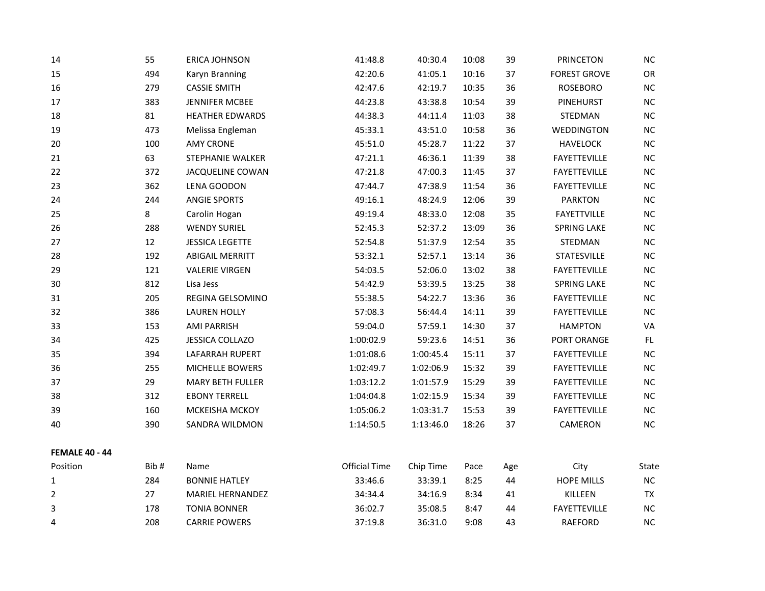| Position | Bib # | Name | Official Time | Chip Time | Pace | Age | City | State |
|---|---|---|---|---|---|---|---|---|
| 14 | 55 | ERICA JOHNSON | 41:48.8 | 40:30.4 | 10:08 | 39 | PRINCETON | NC |
| 15 | 494 | Karyn Branning | 42:20.6 | 41:05.1 | 10:16 | 37 | FOREST GROVE | OR |
| 16 | 279 | CASSIE SMITH | 42:47.6 | 42:19.7 | 10:35 | 36 | ROSEBORO | NC |
| 17 | 383 | JENNIFER MCBEE | 44:23.8 | 43:38.8 | 10:54 | 39 | PINEHURST | NC |
| 18 | 81 | HEATHER EDWARDS | 44:38.3 | 44:11.4 | 11:03 | 38 | STEDMAN | NC |
| 19 | 473 | Melissa Engleman | 45:33.1 | 43:51.0 | 10:58 | 36 | WEDDINGTON | NC |
| 20 | 100 | AMY CRONE | 45:51.0 | 45:28.7 | 11:22 | 37 | HAVELOCK | NC |
| 21 | 63 | STEPHANIE WALKER | 47:21.1 | 46:36.1 | 11:39 | 38 | FAYETTEVILLE | NC |
| 22 | 372 | JACQUELINE COWAN | 47:21.8 | 47:00.3 | 11:45 | 37 | FAYETTEVILLE | NC |
| 23 | 362 | LENA GOODON | 47:44.7 | 47:38.9 | 11:54 | 36 | FAYETTEVILLE | NC |
| 24 | 244 | ANGIE SPORTS | 49:16.1 | 48:24.9 | 12:06 | 39 | PARKTON | NC |
| 25 | 8 | Carolin Hogan | 49:19.4 | 48:33.0 | 12:08 | 35 | FAYETTVILLE | NC |
| 26 | 288 | WENDY SURIEL | 52:45.3 | 52:37.2 | 13:09 | 36 | SPRING LAKE | NC |
| 27 | 12 | JESSICA LEGETTE | 52:54.8 | 51:37.9 | 12:54 | 35 | STEDMAN | NC |
| 28 | 192 | ABIGAIL MERRITT | 53:32.1 | 52:57.1 | 13:14 | 36 | STATESVILLE | NC |
| 29 | 121 | VALERIE VIRGEN | 54:03.5 | 52:06.0 | 13:02 | 38 | FAYETTEVILLE | NC |
| 30 | 812 | Lisa Jess | 54:42.9 | 53:39.5 | 13:25 | 38 | SPRING LAKE | NC |
| 31 | 205 | REGINA GELSOMINO | 55:38.5 | 54:22.7 | 13:36 | 36 | FAYETTEVILLE | NC |
| 32 | 386 | LAUREN HOLLY | 57:08.3 | 56:44.4 | 14:11 | 39 | FAYETTEVILLE | NC |
| 33 | 153 | AMI PARRISH | 59:04.0 | 57:59.1 | 14:30 | 37 | HAMPTON | VA |
| 34 | 425 | JESSICA COLLAZO | 1:00:02.9 | 59:23.6 | 14:51 | 36 | PORT ORANGE | FL |
| 35 | 394 | LAFARRAH RUPERT | 1:01:08.6 | 1:00:45.4 | 15:11 | 37 | FAYETTEVILLE | NC |
| 36 | 255 | MICHELLE BOWERS | 1:02:49.7 | 1:02:06.9 | 15:32 | 39 | FAYETTEVILLE | NC |
| 37 | 29 | MARY BETH FULLER | 1:03:12.2 | 1:01:57.9 | 15:29 | 39 | FAYETTEVILLE | NC |
| 38 | 312 | EBONY TERRELL | 1:04:04.8 | 1:02:15.9 | 15:34 | 39 | FAYETTEVILLE | NC |
| 39 | 160 | MCKEISHA MCKOY | 1:05:06.2 | 1:03:31.7 | 15:53 | 39 | FAYETTEVILLE | NC |
| 40 | 390 | SANDRA WILDMON | 1:14:50.5 | 1:13:46.0 | 18:26 | 37 | CAMERON | NC |

**FEMALE 40 - 44**

| Position | Bib # | Name | Official Time | Chip Time | Pace | Age | City | State |
|---|---|---|---|---|---|---|---|---|
| 1 | 284 | BONNIE HATLEY | 33:46.6 | 33:39.1 | 8:25 | 44 | HOPE MILLS | NC |
| 2 | 27 | MARIEL HERNANDEZ | 34:34.4 | 34:16.9 | 8:34 | 41 | KILLEEN | TX |
| 3 | 178 | TONIA BONNER | 36:02.7 | 35:08.5 | 8:47 | 44 | FAYETTEVILLE | NC |
| 4 | 208 | CARRIE POWERS | 37:19.8 | 36:31.0 | 9:08 | 43 | RAEFORD | NC |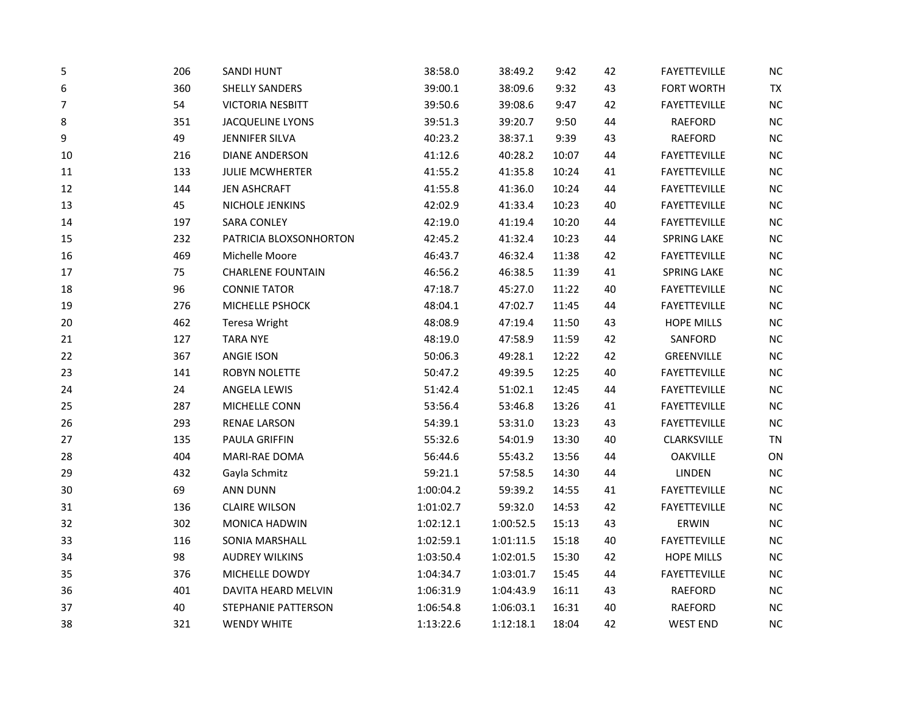| | | | | | | | | |
|---|---|---|---|---|---|---|---|---|
| 5 | 206 | SANDI HUNT | 38:58.0 | 38:49.2 | 9:42 | 42 | FAYETTEVILLE | NC |
| 6 | 360 | SHELLY SANDERS | 39:00.1 | 38:09.6 | 9:32 | 43 | FORT WORTH | TX |
| 7 | 54 | VICTORIA NESBITT | 39:50.6 | 39:08.6 | 9:47 | 42 | FAYETTEVILLE | NC |
| 8 | 351 | JACQUELINE LYONS | 39:51.3 | 39:20.7 | 9:50 | 44 | RAEFORD | NC |
| 9 | 49 | JENNIFER SILVA | 40:23.2 | 38:37.1 | 9:39 | 43 | RAEFORD | NC |
| 10 | 216 | DIANE ANDERSON | 41:12.6 | 40:28.2 | 10:07 | 44 | FAYETTEVILLE | NC |
| 11 | 133 | JULIE MCWHERTER | 41:55.2 | 41:35.8 | 10:24 | 41 | FAYETTEVILLE | NC |
| 12 | 144 | JEN ASHCRAFT | 41:55.8 | 41:36.0 | 10:24 | 44 | FAYETTEVILLE | NC |
| 13 | 45 | NICHOLE JENKINS | 42:02.9 | 41:33.4 | 10:23 | 40 | FAYETTEVILLE | NC |
| 14 | 197 | SARA CONLEY | 42:19.0 | 41:19.4 | 10:20 | 44 | FAYETTEVILLE | NC |
| 15 | 232 | PATRICIA BLOXSONHORTON | 42:45.2 | 41:32.4 | 10:23 | 44 | SPRING LAKE | NC |
| 16 | 469 | Michelle Moore | 46:43.7 | 46:32.4 | 11:38 | 42 | FAYETTEVILLE | NC |
| 17 | 75 | CHARLENE FOUNTAIN | 46:56.2 | 46:38.5 | 11:39 | 41 | SPRING LAKE | NC |
| 18 | 96 | CONNIE TATOR | 47:18.7 | 45:27.0 | 11:22 | 40 | FAYETTEVILLE | NC |
| 19 | 276 | MICHELLE PSHOCK | 48:04.1 | 47:02.7 | 11:45 | 44 | FAYETTEVILLE | NC |
| 20 | 462 | Teresa Wright | 48:08.9 | 47:19.4 | 11:50 | 43 | HOPE MILLS | NC |
| 21 | 127 | TARA NYE | 48:19.0 | 47:58.9 | 11:59 | 42 | SANFORD | NC |
| 22 | 367 | ANGIE ISON | 50:06.3 | 49:28.1 | 12:22 | 42 | GREENVILLE | NC |
| 23 | 141 | ROBYN NOLETTE | 50:47.2 | 49:39.5 | 12:25 | 40 | FAYETTEVILLE | NC |
| 24 | 24 | ANGELA LEWIS | 51:42.4 | 51:02.1 | 12:45 | 44 | FAYETTEVILLE | NC |
| 25 | 287 | MICHELLE CONN | 53:56.4 | 53:46.8 | 13:26 | 41 | FAYETTEVILLE | NC |
| 26 | 293 | RENAE LARSON | 54:39.1 | 53:31.0 | 13:23 | 43 | FAYETTEVILLE | NC |
| 27 | 135 | PAULA GRIFFIN | 55:32.6 | 54:01.9 | 13:30 | 40 | CLARKSVILLE | TN |
| 28 | 404 | MARI-RAE DOMA | 56:44.6 | 55:43.2 | 13:56 | 44 | OAKVILLE | ON |
| 29 | 432 | Gayla Schmitz | 59:21.1 | 57:58.5 | 14:30 | 44 | LINDEN | NC |
| 30 | 69 | ANN DUNN | 1:00:04.2 | 59:39.2 | 14:55 | 41 | FAYETTEVILLE | NC |
| 31 | 136 | CLAIRE WILSON | 1:01:02.7 | 59:32.0 | 14:53 | 42 | FAYETTEVILLE | NC |
| 32 | 302 | MONICA HADWIN | 1:02:12.1 | 1:00:52.5 | 15:13 | 43 | ERWIN | NC |
| 33 | 116 | SONIA MARSHALL | 1:02:59.1 | 1:01:11.5 | 15:18 | 40 | FAYETTEVILLE | NC |
| 34 | 98 | AUDREY WILKINS | 1:03:50.4 | 1:02:01.5 | 15:30 | 42 | HOPE MILLS | NC |
| 35 | 376 | MICHELLE DOWDY | 1:04:34.7 | 1:03:01.7 | 15:45 | 44 | FAYETTEVILLE | NC |
| 36 | 401 | DAVITA HEARD MELVIN | 1:06:31.9 | 1:04:43.9 | 16:11 | 43 | RAEFORD | NC |
| 37 | 40 | STEPHANIE PATTERSON | 1:06:54.8 | 1:06:03.1 | 16:31 | 40 | RAEFORD | NC |
| 38 | 321 | WENDY WHITE | 1:13:22.6 | 1:12:18.1 | 18:04 | 42 | WEST END | NC |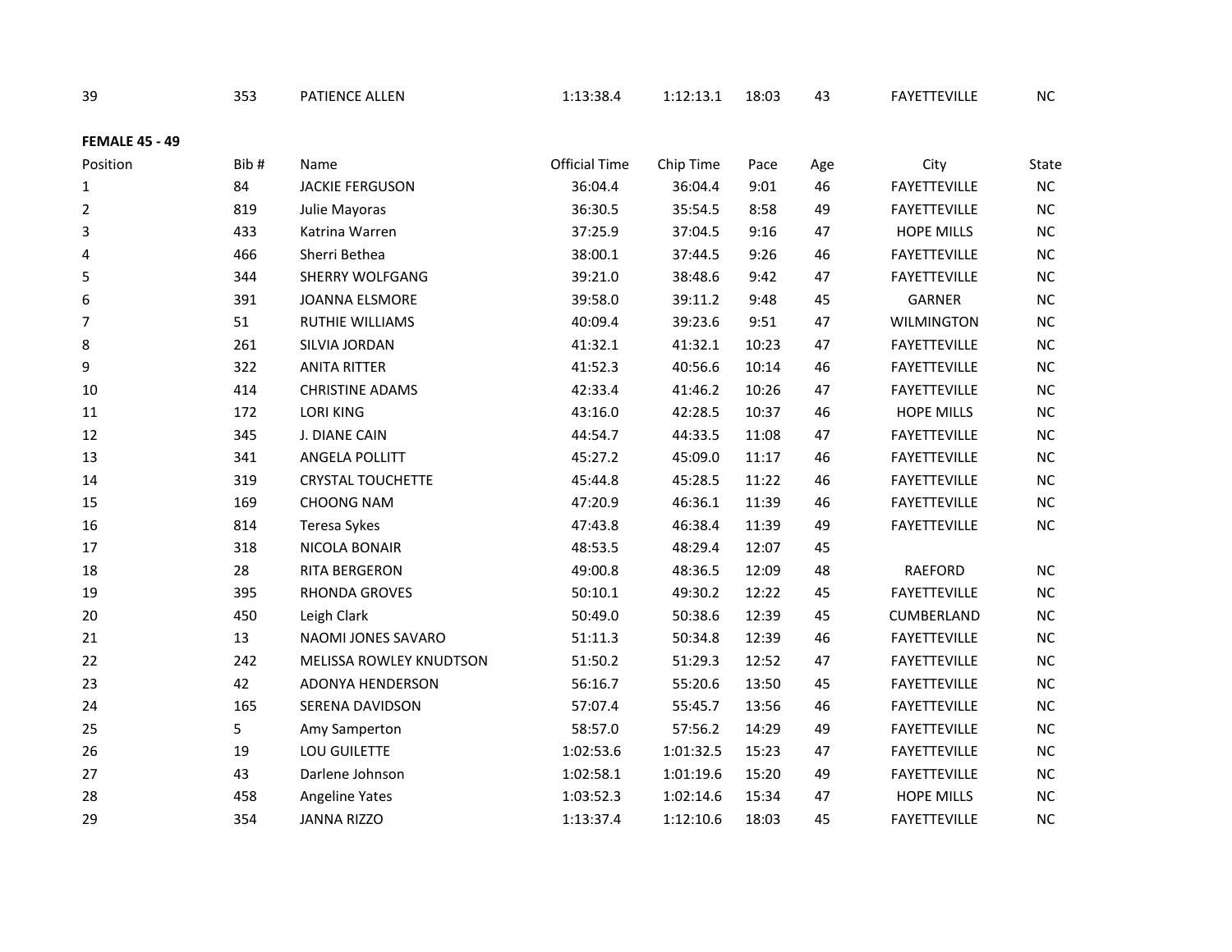| 39 | 353 | PATIENCE ALLEN | 1:13:38.4 | 1:12:13.1 | 18:03 | 43 | FAYETTEVILLE | NC |
|---|---|---|---|---|---|---|---|---|

**FEMALE 45 - 49**

| Position | Bib # | Name | Official Time | Chip Time | Pace | Age | City | State |
|---|---|---|---|---|---|---|---|---|
| 1 | 84 | JACKIE FERGUSON | 36:04.4 | 36:04.4 | 9:01 | 46 | FAYETTEVILLE | NC |
| 2 | 819 | Julie Mayoras | 36:30.5 | 35:54.5 | 8:58 | 49 | FAYETTEVILLE | NC |
| 3 | 433 | Katrina Warren | 37:25.9 | 37:04.5 | 9:16 | 47 | HOPE MILLS | NC |
| 4 | 466 | Sherri Bethea | 38:00.1 | 37:44.5 | 9:26 | 46 | FAYETTEVILLE | NC |
| 5 | 344 | SHERRY WOLFGANG | 39:21.0 | 38:48.6 | 9:42 | 47 | FAYETTEVILLE | NC |
| 6 | 391 | JOANNA ELSMORE | 39:58.0 | 39:11.2 | 9:48 | 45 | GARNER | NC |
| 7 | 51 | RUTHIE WILLIAMS | 40:09.4 | 39:23.6 | 9:51 | 47 | WILMINGTON | NC |
| 8 | 261 | SILVIA JORDAN | 41:32.1 | 41:32.1 | 10:23 | 47 | FAYETTEVILLE | NC |
| 9 | 322 | ANITA RITTER | 41:52.3 | 40:56.6 | 10:14 | 46 | FAYETTEVILLE | NC |
| 10 | 414 | CHRISTINE ADAMS | 42:33.4 | 41:46.2 | 10:26 | 47 | FAYETTEVILLE | NC |
| 11 | 172 | LORI KING | 43:16.0 | 42:28.5 | 10:37 | 46 | HOPE MILLS | NC |
| 12 | 345 | J. DIANE CAIN | 44:54.7 | 44:33.5 | 11:08 | 47 | FAYETTEVILLE | NC |
| 13 | 341 | ANGELA POLLITT | 45:27.2 | 45:09.0 | 11:17 | 46 | FAYETTEVILLE | NC |
| 14 | 319 | CRYSTAL TOUCHETTE | 45:44.8 | 45:28.5 | 11:22 | 46 | FAYETTEVILLE | NC |
| 15 | 169 | CHOONG NAM | 47:20.9 | 46:36.1 | 11:39 | 46 | FAYETTEVILLE | NC |
| 16 | 814 | Teresa Sykes | 47:43.8 | 46:38.4 | 11:39 | 49 | FAYETTEVILLE | NC |
| 17 | 318 | NICOLA BONAIR | 48:53.5 | 48:29.4 | 12:07 | 45 | | |
| 18 | 28 | RITA BERGERON | 49:00.8 | 48:36.5 | 12:09 | 48 | RAEFORD | NC |
| 19 | 395 | RHONDA GROVES | 50:10.1 | 49:30.2 | 12:22 | 45 | FAYETTEVILLE | NC |
| 20 | 450 | Leigh Clark | 50:49.0 | 50:38.6 | 12:39 | 45 | CUMBERLAND | NC |
| 21 | 13 | NAOMI JONES SAVARO | 51:11.3 | 50:34.8 | 12:39 | 46 | FAYETTEVILLE | NC |
| 22 | 242 | MELISSA ROWLEY KNUDTSON | 51:50.2 | 51:29.3 | 12:52 | 47 | FAYETTEVILLE | NC |
| 23 | 42 | ADONYA HENDERSON | 56:16.7 | 55:20.6 | 13:50 | 45 | FAYETTEVILLE | NC |
| 24 | 165 | SERENA DAVIDSON | 57:07.4 | 55:45.7 | 13:56 | 46 | FAYETTEVILLE | NC |
| 25 | 5 | Amy Samperton | 58:57.0 | 57:56.2 | 14:29 | 49 | FAYETTEVILLE | NC |
| 26 | 19 | LOU GUILETTE | 1:02:53.6 | 1:01:32.5 | 15:23 | 47 | FAYETTEVILLE | NC |
| 27 | 43 | Darlene Johnson | 1:02:58.1 | 1:01:19.6 | 15:20 | 49 | FAYETTEVILLE | NC |
| 28 | 458 | Angeline Yates | 1:03:52.3 | 1:02:14.6 | 15:34 | 47 | HOPE MILLS | NC |
| 29 | 354 | JANNA RIZZO | 1:13:37.4 | 1:12:10.6 | 18:03 | 45 | FAYETTEVILLE | NC |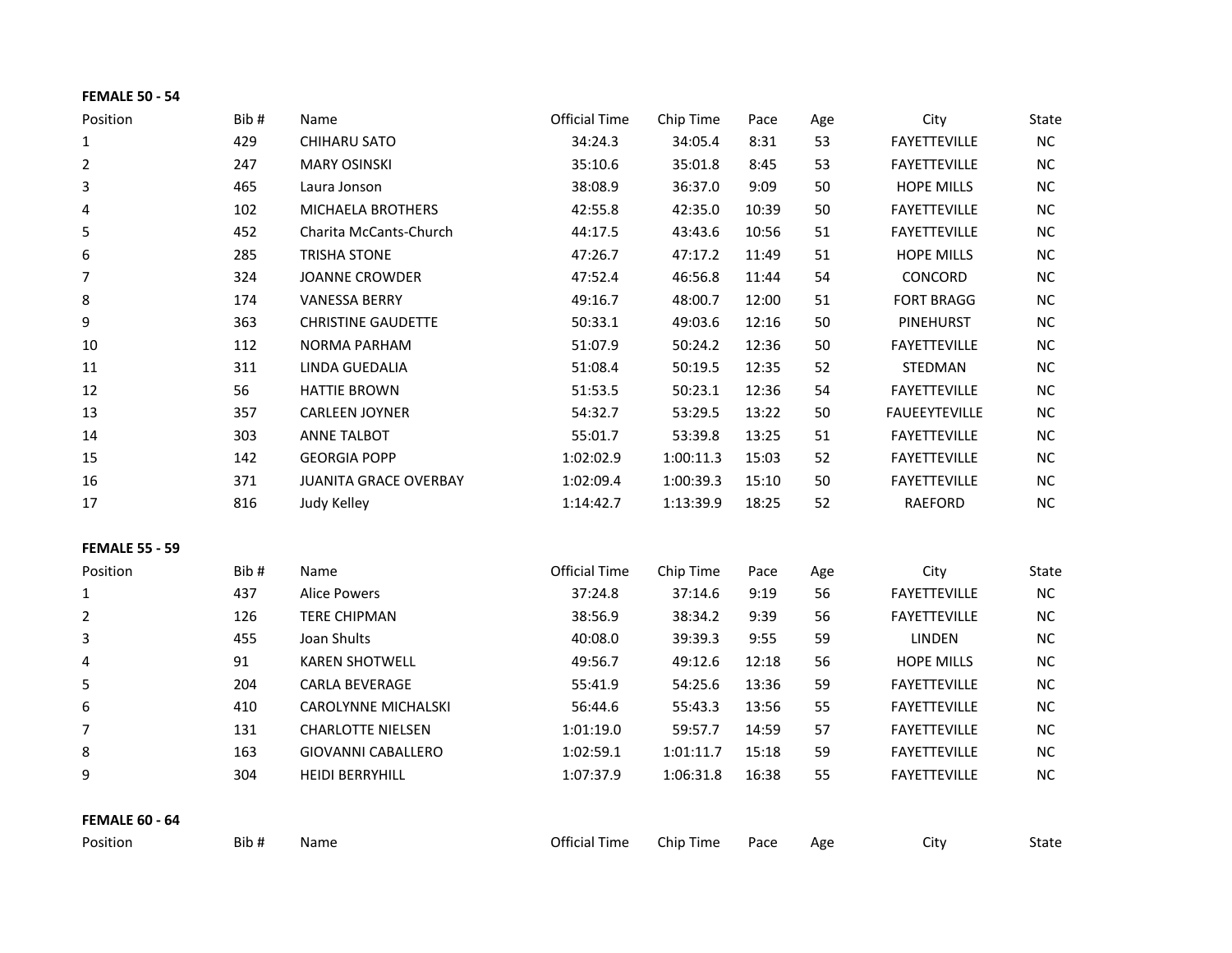**FEMALE 50 - 54**

| Position | Bib # | Name | Official Time | Chip Time | Pace | Age | City | State |
|---|---|---|---|---|---|---|---|---|
| 1 | 429 | CHIHARU SATO | 34:24.3 | 34:05.4 | 8:31 | 53 | FAYETTEVILLE | NC |
| 2 | 247 | MARY OSINSKI | 35:10.6 | 35:01.8 | 8:45 | 53 | FAYETTEVILLE | NC |
| 3 | 465 | Laura Jonson | 38:08.9 | 36:37.0 | 9:09 | 50 | HOPE MILLS | NC |
| 4 | 102 | MICHAELA BROTHERS | 42:55.8 | 42:35.0 | 10:39 | 50 | FAYETTEVILLE | NC |
| 5 | 452 | Charita McCants-Church | 44:17.5 | 43:43.6 | 10:56 | 51 | FAYETTEVILLE | NC |
| 6 | 285 | TRISHA STONE | 47:26.7 | 47:17.2 | 11:49 | 51 | HOPE MILLS | NC |
| 7 | 324 | JOANNE CROWDER | 47:52.4 | 46:56.8 | 11:44 | 54 | CONCORD | NC |
| 8 | 174 | VANESSA BERRY | 49:16.7 | 48:00.7 | 12:00 | 51 | FORT BRAGG | NC |
| 9 | 363 | CHRISTINE GAUDETTE | 50:33.1 | 49:03.6 | 12:16 | 50 | PINEHURST | NC |
| 10 | 112 | NORMA PARHAM | 51:07.9 | 50:24.2 | 12:36 | 50 | FAYETTEVILLE | NC |
| 11 | 311 | LINDA GUEDALIA | 51:08.4 | 50:19.5 | 12:35 | 52 | STEDMAN | NC |
| 12 | 56 | HATTIE BROWN | 51:53.5 | 50:23.1 | 12:36 | 54 | FAYETTEVILLE | NC |
| 13 | 357 | CARLEEN JOYNER | 54:32.7 | 53:29.5 | 13:22 | 50 | FAUEEYTEVILLE | NC |
| 14 | 303 | ANNE TALBOT | 55:01.7 | 53:39.8 | 13:25 | 51 | FAYETTEVILLE | NC |
| 15 | 142 | GEORGIA POPP | 1:02:02.9 | 1:00:11.3 | 15:03 | 52 | FAYETTEVILLE | NC |
| 16 | 371 | JUANITA GRACE OVERBAY | 1:02:09.4 | 1:00:39.3 | 15:10 | 50 | FAYETTEVILLE | NC |
| 17 | 816 | Judy Kelley | 1:14:42.7 | 1:13:39.9 | 18:25 | 52 | RAEFORD | NC |

**FEMALE 55 - 59**

| Position | Bib # | Name | Official Time | Chip Time | Pace | Age | City | State |
|---|---|---|---|---|---|---|---|---|
| 1 | 437 | Alice Powers | 37:24.8 | 37:14.6 | 9:19 | 56 | FAYETTEVILLE | NC |
| 2 | 126 | TERE CHIPMAN | 38:56.9 | 38:34.2 | 9:39 | 56 | FAYETTEVILLE | NC |
| 3 | 455 | Joan Shults | 40:08.0 | 39:39.3 | 9:55 | 59 | LINDEN | NC |
| 4 | 91 | KAREN SHOTWELL | 49:56.7 | 49:12.6 | 12:18 | 56 | HOPE MILLS | NC |
| 5 | 204 | CARLA BEVERAGE | 55:41.9 | 54:25.6 | 13:36 | 59 | FAYETTEVILLE | NC |
| 6 | 410 | CAROLYNNE MICHALSKI | 56:44.6 | 55:43.3 | 13:56 | 55 | FAYETTEVILLE | NC |
| 7 | 131 | CHARLOTTE NIELSEN | 1:01:19.0 | 59:57.7 | 14:59 | 57 | FAYETTEVILLE | NC |
| 8 | 163 | GIOVANNI CABALLERO | 1:02:59.1 | 1:01:11.7 | 15:18 | 59 | FAYETTEVILLE | NC |
| 9 | 304 | HEIDI BERRYHILL | 1:07:37.9 | 1:06:31.8 | 16:38 | 55 | FAYETTEVILLE | NC |

**FEMALE 60 - 64**

| Position | Bib # | Name | Official Time | Chip Time | Pace | Age | City | State |
|---|---|---|---|---|---|---|---|---|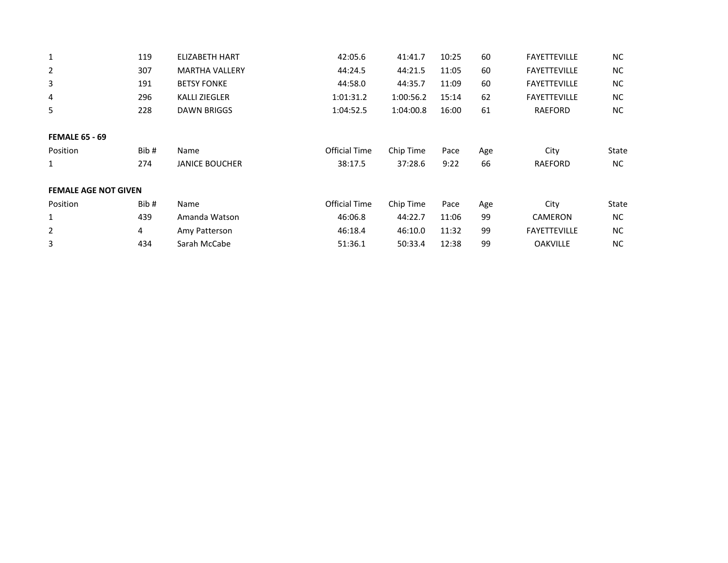| | | | | | | | | |
|---|---|---|---|---|---|---|---|---|
| 1 | 119 | ELIZABETH HART | 42:05.6 | 41:41.7 | 10:25 | 60 | FAYETTEVILLE | NC |
| 2 | 307 | MARTHA VALLERY | 44:24.5 | 44:21.5 | 11:05 | 60 | FAYETTEVILLE | NC |
| 3 | 191 | BETSY FONKE | 44:58.0 | 44:35.7 | 11:09 | 60 | FAYETTEVILLE | NC |
| 4 | 296 | KALLI ZIEGLER | 1:01:31.2 | 1:00:56.2 | 15:14 | 62 | FAYETTEVILLE | NC |
| 5 | 228 | DAWN BRIGGS | 1:04:52.5 | 1:04:00.8 | 16:00 | 61 | RAEFORD | NC |

**FEMALE 65 - 69**

| Position | Bib # | Name | Official Time | Chip Time | Pace | Age | City | State |
|---|---|---|---|---|---|---|---|---|
| 1 | 274 | JANICE BOUCHER | 38:17.5 | 37:28.6 | 9:22 | 66 | RAEFORD | NC |

**FEMALE AGE NOT GIVEN**

| Position | Bib # | Name | Official Time | Chip Time | Pace | Age | City | State |
|---|---|---|---|---|---|---|---|---|
| 1 | 439 | Amanda Watson | 46:06.8 | 44:22.7 | 11:06 | 99 | CAMERON | NC |
| 2 | 4 | Amy Patterson | 46:18.4 | 46:10.0 | 11:32 | 99 | FAYETTEVILLE | NC |
| 3 | 434 | Sarah McCabe | 51:36.1 | 50:33.4 | 12:38 | 99 | OAKVILLE | NC |